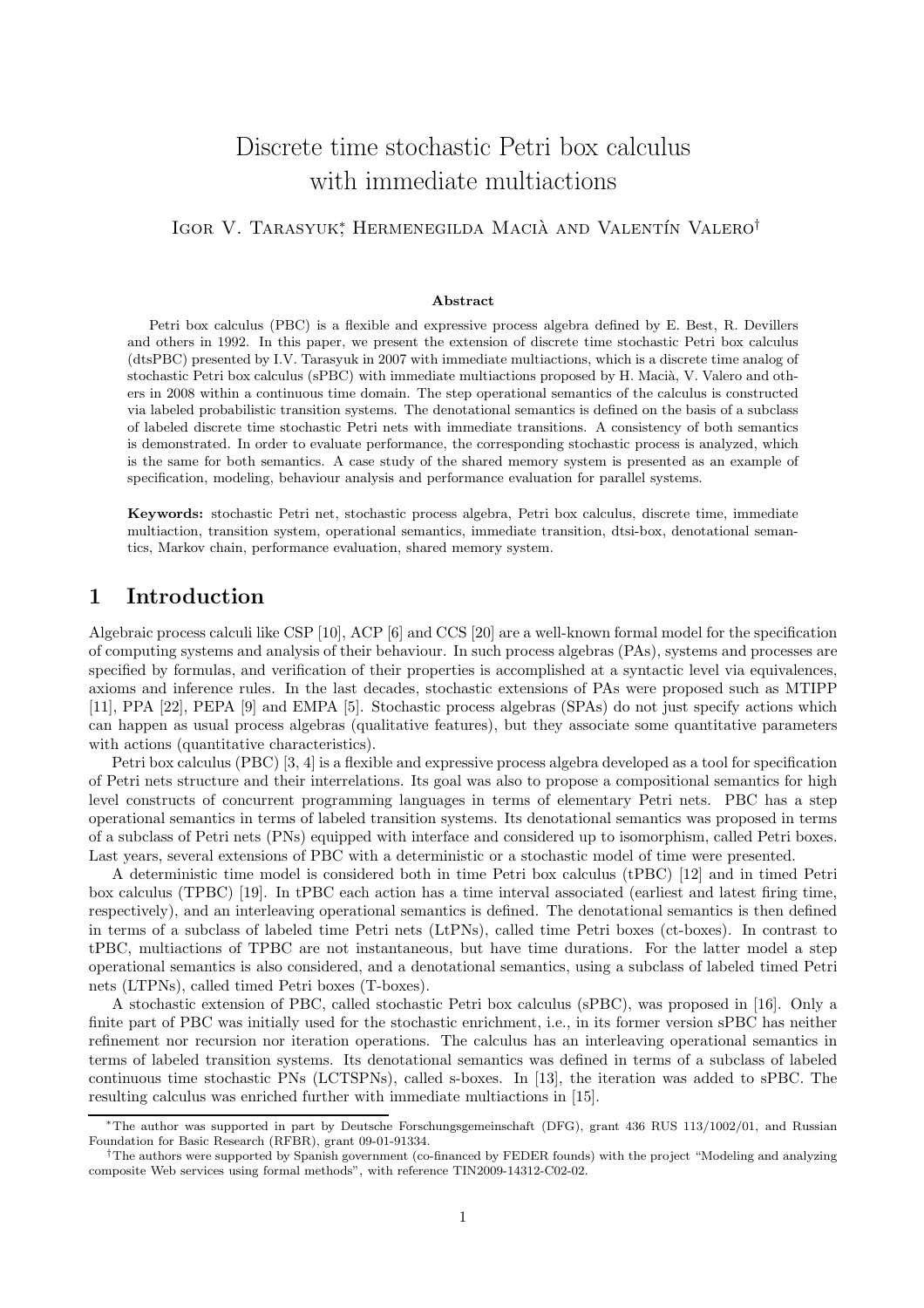# Discrete time stochastic Petri box calculus with immediate multiactions

Igor V. Tarasyuk*, Hermenegilda Macià and Valentín Valero†

### Abstract

Petri box calculus (PBC) is a flexible and expressive process algebra defined by E. Best, R. Devillers and others in 1992. In this paper, we present the extension of discrete time stochastic Petri box calculus (dtsPBC) presented by I.V. Tarasyuk in 2007 with immediate multiactions, which is a discrete time analog of stochastic Petri box calculus (sPBC) with immediate multiactions proposed by H. Macià, V. Valero and others in 2008 within a continuous time domain. The step operational semantics of the calculus is constructed via labeled probabilistic transition systems. The denotational semantics is defined on the basis of a subclass of labeled discrete time stochastic Petri nets with immediate transitions. A consistency of both semantics is demonstrated. In order to evaluate performance, the corresponding stochastic process is analyzed, which is the same for both semantics. A case study of the shared memory system is presented as an example of specification, modeling, behaviour analysis and performance evaluation for parallel systems.

**Keywords:** stochastic Petri net, stochastic process algebra, Petri box calculus, discrete time, immediate multiaction, transition system, operational semantics, immediate transition, dtsi-box, denotational semantics, Markov chain, performance evaluation, shared memory system.

## 1 Introduction

Algebraic process calculi like CSP [10], ACP [6] and CCS [20] are a well-known formal model for the specification of computing systems and analysis of their behaviour. In such process algebras (PAs), systems and processes are specified by formulas, and verification of their properties is accomplished at a syntactic level via equivalences, axioms and inference rules. In the last decades, stochastic extensions of PAs were proposed such as MTIPP [11], PPA [22], PEPA [9] and EMPA [5]. Stochastic process algebras (SPAs) do not just specify actions which can happen as usual process algebras (qualitative features), but they associate some quantitative parameters with actions (quantitative characteristics).

Petri box calculus (PBC) [3, 4] is a flexible and expressive process algebra developed as a tool for specification of Petri nets structure and their interrelations. Its goal was also to propose a compositional semantics for high level constructs of concurrent programming languages in terms of elementary Petri nets. PBC has a step operational semantics in terms of labeled transition systems. Its denotational semantics was proposed in terms of a subclass of Petri nets (PNs) equipped with interface and considered up to isomorphism, called Petri boxes. Last years, several extensions of PBC with a deterministic or a stochastic model of time were presented.

A deterministic time model is considered both in time Petri box calculus (tPBC) [12] and in timed Petri box calculus (TPBC) [19]. In tPBC each action has a time interval associated (earliest and latest firing time, respectively), and an interleaving operational semantics is defined. The denotational semantics is then defined in terms of a subclass of labeled time Petri nets (LtPNs), called time Petri boxes (ct-boxes). In contrast to tPBC, multiactions of TPBC are not instantaneous, but have time durations. For the latter model a step operational semantics is also considered, and a denotational semantics, using a subclass of labeled timed Petri nets (LTPNs), called timed Petri boxes (T-boxes).

A stochastic extension of PBC, called stochastic Petri box calculus (sPBC), was proposed in [16]. Only a finite part of PBC was initially used for the stochastic enrichment, i.e., in its former version sPBC has neither refinement nor recursion nor iteration operations. The calculus has an interleaving operational semantics in terms of labeled transition systems. Its denotational semantics was defined in terms of a subclass of labeled continuous time stochastic PNs (LCTSPNs), called s-boxes. In [13], the iteration was added to sPBC. The resulting calculus was enriched further with immediate multiactions in [15].

---

*The author was supported in part by Deutsche Forschungsgemeinschaft (DFG), grant 436 RUS 113/1002/01, and Russian Foundation for Basic Research (RFBR), grant 09-01-91334.

†The authors were supported by Spanish government (co-financed by FEDER founds) with the project "Modeling and analyzing composite Web services using formal methods", with reference TIN2009-14312-C02-02.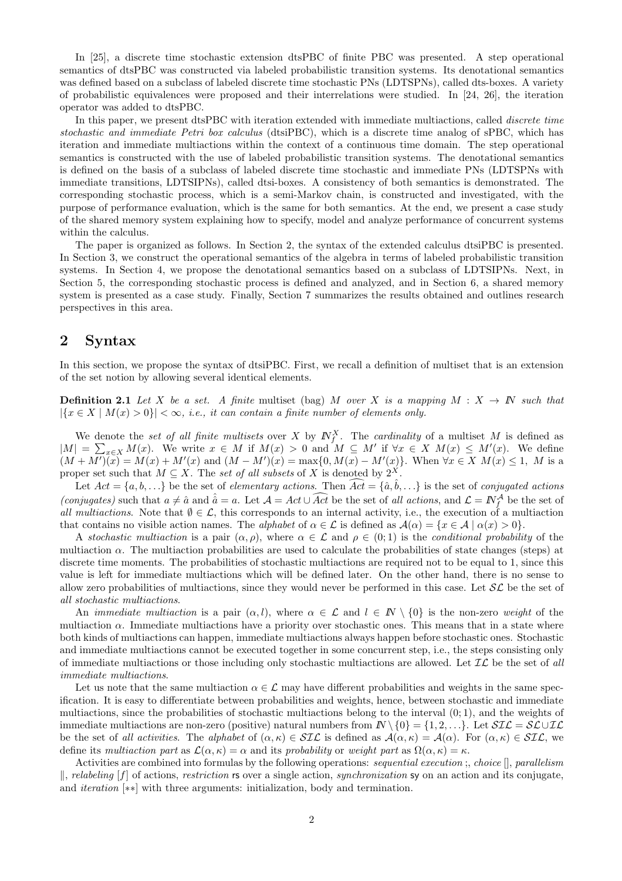In [25], a discrete time stochastic extension dtsPBC of finite PBC was presented. A step operational semantics of dtsPBC was constructed via labeled probabilistic transition systems. Its denotational semantics was defined based on a subclass of labeled discrete time stochastic PNs (LDTSPNs), called dts-boxes. A variety of probabilistic equivalences were proposed and their interrelations were studied. In [24, 26], the iteration operator was added to dtsPBC.

In this paper, we present dtsPBC with iteration extended with immediate multiactions, called *discrete time stochastic and immediate Petri box calculus* (dtsiPBC), which is a discrete time analog of sPBC, which has iteration and immediate multiactions within the context of a continuous time domain. The step operational semantics is constructed with the use of labeled probabilistic transition systems. The denotational semantics is defined on the basis of a subclass of labeled discrete time stochastic and immediate PNs (LDTSPNs with immediate transitions, LDTSIPNs), called dtsi-boxes. A consistency of both semantics is demonstrated. The corresponding stochastic process, which is a semi-Markov chain, is constructed and investigated, with the purpose of performance evaluation, which is the same for both semantics. At the end, we present a case study of the shared memory system explaining how to specify, model and analyze performance of concurrent systems within the calculus.

The paper is organized as follows. In Section 2, the syntax of the extended calculus dtsiPBC is presented. In Section 3, we construct the operational semantics of the algebra in terms of labeled probabilistic transition systems. In Section 4, we propose the denotational semantics based on a subclass of LDTSIPNs. Next, in Section 5, the corresponding stochastic process is defined and analyzed, and in Section 6, a shared memory system is presented as a case study. Finally, Section 7 summarizes the results obtained and outlines research perspectives in this area.

## 2 Syntax

In this section, we propose the syntax of dtsiPBC. First, we recall a definition of multiset that is an extension of the set notion by allowing several identical elements.

**Definition 2.1** *Let $X$ be a set. A finite multiset (bag) $M$ over $X$ is a mapping $M : X \to I\!N$ such that $|\{x \in X \mid M(x) > 0\}| < \infty$, i.e., it can contain a finite number of elements only.*

We denote the *set of all finite multisets* over $X$ by $I\!N_f^X$. The *cardinality* of a multiset $M$ is defined as $|M| = \sum_{x\in X} M(x)$. We write $x \in M$ if $M(x) > 0$ and $M \subseteq M'$ if $\forall x \in X\ M(x) \leq M'(x)$. We define $(M + M')(x) = M(x) + M'(x)$ and $(M - M')(x) = \max\{0, M(x) - M'(x)\}$. When $\forall x \in X\ M(x) \leq 1$, $M$ is a proper set such that $M \subseteq X$. The *set of all subsets* of $X$ is denoted by $2^X$.

Let $Act = \{a, b, \ldots\}$ be the set of *elementary actions*. Then $\widehat{Act} = \{\hat{a}, \hat{b}, \ldots\}$ is the set of *conjugated actions (conjugates)* such that $a \neq \hat{a}$ and $\hat{\hat{a}} = a$. Let $\mathcal{A} = Act \cup \widehat{Act}$ be the set of *all actions*, and $\mathcal{L} = I\!N_f^{\mathcal{A}}$ be the set of *all multiactions*. Note that $\emptyset \in \mathcal{L}$, this corresponds to an internal activity, i.e., the execution of a multiaction that contains no visible action names. The *alphabet* of $\alpha \in \mathcal{L}$ is defined as $\mathcal{A}(\alpha) = \{x \in \mathcal{A} \mid \alpha(x) > 0\}$.

A *stochastic multiaction* is a pair $(\alpha, \rho)$, where $\alpha \in \mathcal{L}$ and $\rho \in (0; 1)$ is the *conditional probability* of the multiaction $\alpha$. The multiaction probabilities are used to calculate the probabilities of state changes (steps) at discrete time moments. The probabilities of stochastic multiactions are required not to be equal to 1, since this value is left for immediate multiactions which will be defined later. On the other hand, there is no sense to allow zero probabilities of multiactions, since they would never be performed in this case. Let $\mathcal{SL}$ be the set of *all stochastic multiactions*.

An *immediate multiaction* is a pair $(\alpha, l)$, where $\alpha \in \mathcal{L}$ and $l \in I\!N \setminus \{0\}$ is the non-zero *weight* of the multiaction $\alpha$. Immediate multiactions have a priority over stochastic ones. This means that in a state where both kinds of multiactions can happen, immediate multiactions always happen before stochastic ones. Stochastic and immediate multiactions cannot be executed together in some concurrent step, i.e., the steps consisting only of immediate multiactions or those including only stochastic multiactions are allowed. Let $\mathcal{IL}$ be the set of *all immediate multiactions*.

Let us note that the same multiaction $\alpha \in \mathcal{L}$ may have different probabilities and weights in the same specification. It is easy to differentiate between probabilities and weights, hence, between stochastic and immediate multiactions, since the probabilities of stochastic multiactions belong to the interval $(0; 1)$, and the weights of immediate multiactions are non-zero (positive) natural numbers from $I\!N \setminus \{0\} = \{1, 2, \ldots\}$. Let $\mathcal{SIL} = \mathcal{SL} \cup \mathcal{IL}$ be the set of *all activities*. The *alphabet* of $(\alpha, \kappa) \in \mathcal{SIL}$ is defined as $\mathcal{A}(\alpha, \kappa) = \mathcal{A}(\alpha)$. For $(\alpha, \kappa) \in \mathcal{SIL}$, we define its *multiaction part* as $\mathcal{L}(\alpha, \kappa) = \alpha$ and its *probability* or *weight part* as $\Omega(\alpha, \kappa) = \kappa$.

Activities are combined into formulas by the following operations: *sequential execution* ;, *choice* [], *parallelism* $\|$, *relabeling* $[f]$ of actions, *restriction* $\mathsf{rs}$ over a single action, *synchronization* $\mathsf{sy}$ on an action and its conjugate, and *iteration* $[**]$ with three arguments: initialization, body and termination.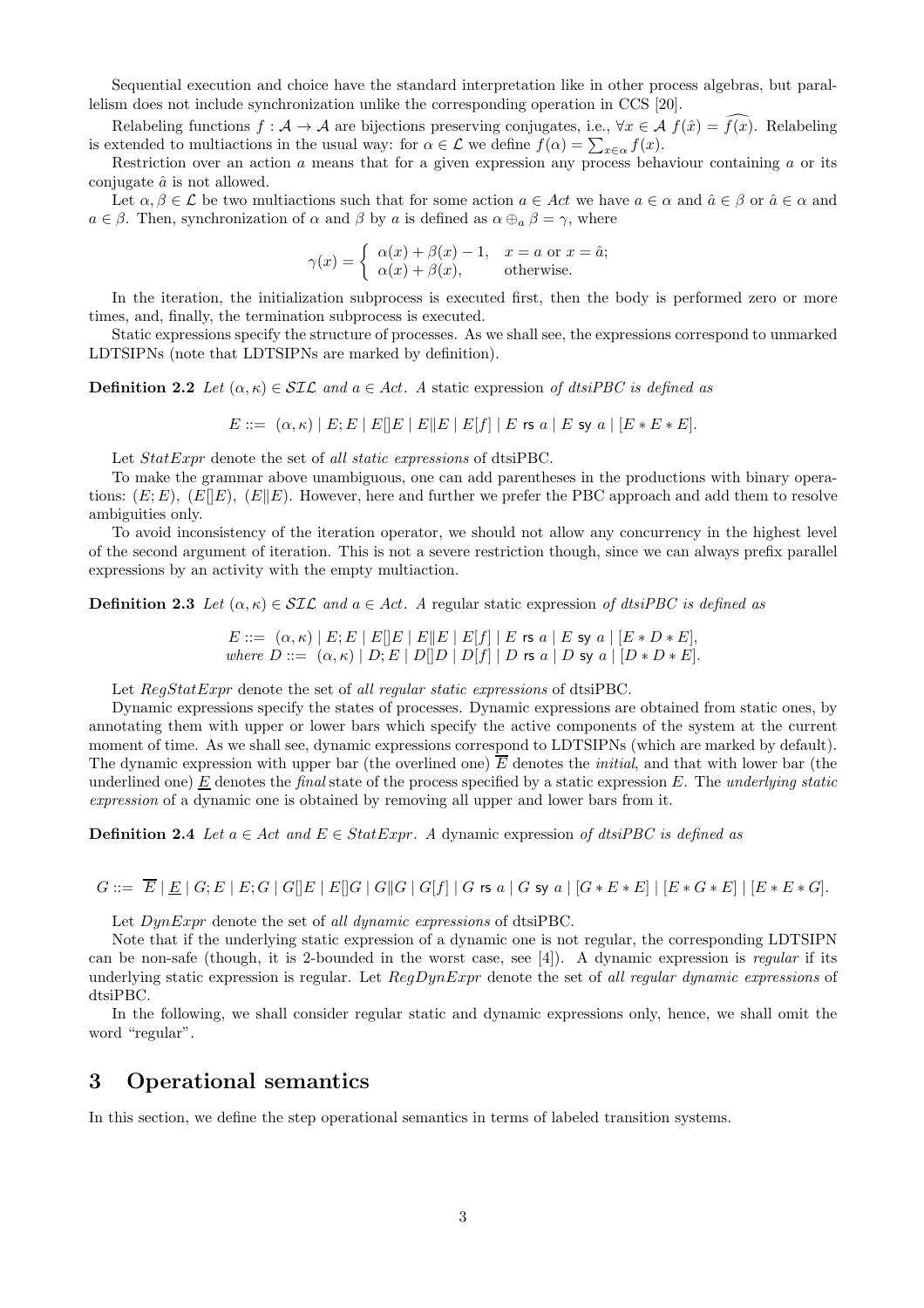Sequential execution and choice have the standard interpretation like in other process algebras, but parallelism does not include synchronization unlike the corresponding operation in CCS [20].

Relabeling functions $f : \mathcal{A} \to \mathcal{A}$ are bijections preserving conjugates, i.e., $\forall x \in \mathcal{A}\ f(\hat{x}) = \widehat{f(x)}$. Relabeling is extended to multiactions in the usual way: for $\alpha \in \mathcal{L}$ we define $f(\alpha) = \sum_{x \in \alpha} f(x)$.

Restriction over an action $a$ means that for a given expression any process behaviour containing $a$ or its conjugate $\hat{a}$ is not allowed.

Let $\alpha, \beta \in \mathcal{L}$ be two multiactions such that for some action $a \in Act$ we have $a \in \alpha$ and $\hat{a} \in \beta$ or $\hat{a} \in \alpha$ and $a \in \beta$. Then, synchronization of $\alpha$ and $\beta$ by $a$ is defined as $\alpha \oplus_a \beta = \gamma$, where

$$\gamma(x) = \begin{cases} \alpha(x) + \beta(x) - 1, & x = a \text{ or } x = \hat{a}; \\ \alpha(x) + \beta(x), & \text{otherwise.} \end{cases}$$

In the iteration, the initialization subprocess is executed first, then the body is performed zero or more times, and, finally, the termination subprocess is executed.

Static expressions specify the structure of processes. As we shall see, the expressions correspond to unmarked LDTSIPNs (note that LDTSIPNs are marked by definition).

**Definition 2.2** *Let $(\alpha, \kappa) \in \mathcal{SIL}$ and $a \in Act$. A* static expression *of dtsiPBC is defined as*

$$E ::= \ (\alpha, \kappa) \mid E; E \mid E[]E \mid E\|E \mid E[f] \mid E \text{ rs } a \mid E \text{ sy } a \mid [E * E * E].$$

Let *StatExpr* denote the set of *all static expressions* of dtsiPBC.

To make the grammar above unambiguous, one can add parentheses in the productions with binary operations: $(E; E)$, $(E[]E)$, $(E\|E)$. However, here and further we prefer the PBC approach and add them to resolve ambiguities only.

To avoid inconsistency of the iteration operator, we should not allow any concurrency in the highest level of the second argument of iteration. This is not a severe restriction though, since we can always prefix parallel expressions by an activity with the empty multiaction.

**Definition 2.3** *Let $(\alpha, \kappa) \in \mathcal{SIL}$ and $a \in Act$. A* regular static expression *of dtsiPBC is defined as*

$$E ::= \ (\alpha, \kappa) \mid E; E \mid E[]E \mid E\|E \mid E[f] \mid E \text{ rs } a \mid E \text{ sy } a \mid [E * D * E],$$
$$\textit{where } D ::= \ (\alpha, \kappa) \mid D; E \mid D[]D \mid D[f] \mid D \text{ rs } a \mid D \text{ sy } a \mid [D * D * E].$$

Let *RegStatExpr* denote the set of *all regular static expressions* of dtsiPBC.

Dynamic expressions specify the states of processes. Dynamic expressions are obtained from static ones, by annotating them with upper or lower bars which specify the active components of the system at the current moment of time. As we shall see, dynamic expressions correspond to LDTSIPNs (which are marked by default). The dynamic expression with upper bar (the overlined one) $\overline{E}$ denotes the *initial*, and that with lower bar (the underlined one) $\underline{E}$ denotes the *final* state of the process specified by a static expression $E$. The *underlying static expression* of a dynamic one is obtained by removing all upper and lower bars from it.

**Definition 2.4** *Let $a \in Act$ and $E \in StatExpr$. A* dynamic expression *of dtsiPBC is defined as*

$$G ::= \ \overline{E} \mid \underline{E} \mid G; E \mid E; G \mid G[]E \mid E[]G \mid G\|G \mid G[f] \mid G \text{ rs } a \mid G \text{ sy } a \mid [G * E * E] \mid [E * G * E] \mid [E * E * G].$$

Let *DynExpr* denote the set of *all dynamic expressions* of dtsiPBC.

Note that if the underlying static expression of a dynamic one is not regular, the corresponding LDTSIPN can be non-safe (though, it is 2-bounded in the worst case, see [4]). A dynamic expression is *regular* if its underlying static expression is regular. Let *RegDynExpr* denote the set of *all regular dynamic expressions* of dtsiPBC.

In the following, we shall consider regular static and dynamic expressions only, hence, we shall omit the word "regular".

# 3 Operational semantics

In this section, we define the step operational semantics in terms of labeled transition systems.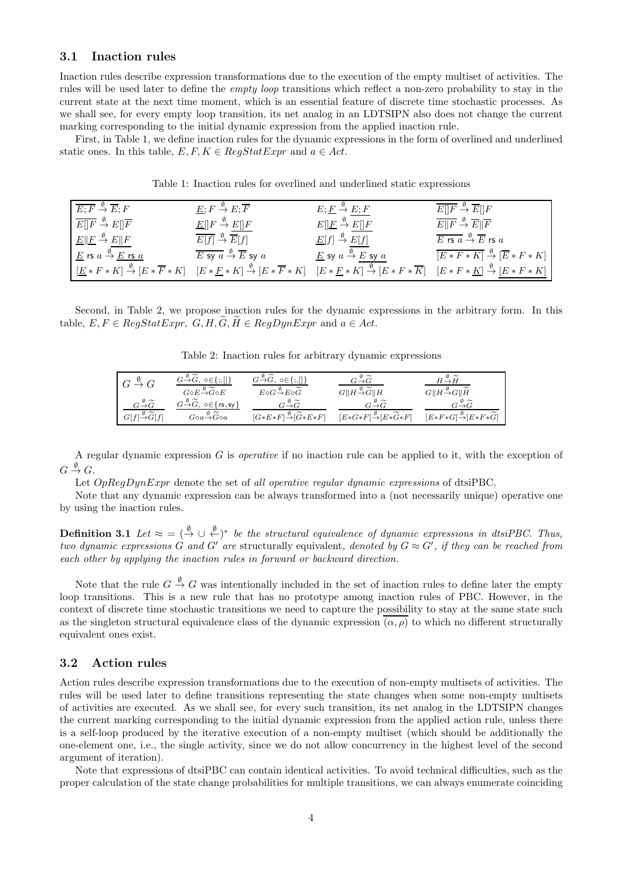### 3.1 Inaction rules

Inaction rules describe expression transformations due to the execution of the empty multiset of activities. The rules will be used later to define the *empty loop* transitions which reflect a non-zero probability to stay in the current state at the next time moment, which is an essential feature of discrete time stochastic processes. As we shall see, for every empty loop transition, its net analog in an LDTSIPN also does not change the current marking corresponding to the initial dynamic expression from the applied inaction rule.

First, in Table 1, we define inaction rules for the dynamic expressions in the form of overlined and underlined static ones. In this table, $E, F, K \in RegStatExpr$ and $a \in Act$.

Table 1: Inaction rules for overlined and underlined static expressions

| | | | |
|---|---|---|---|
| $\overline{E;F} \stackrel{\emptyset}{\rightarrow} \overline{E};F$ | $\underline{E};F \stackrel{\emptyset}{\rightarrow} E;\overline{F}$ | $E;\underline{F} \stackrel{\emptyset}{\rightarrow} \underline{E;F}$ | $\overline{E[]F} \stackrel{\emptyset}{\rightarrow} \overline{E}[]F$ |
| $\overline{E[]F} \stackrel{\emptyset}{\rightarrow} E[]\overline{F}$ | $\underline{E}[]F \stackrel{\emptyset}{\rightarrow} \underline{E[]F}$ | $E[]\underline{F} \stackrel{\emptyset}{\rightarrow} \underline{E[]F}$ | $\overline{E\|F} \stackrel{\emptyset}{\rightarrow} \overline{E}\|\overline{F}$ |
| $\underline{E}\|\underline{F} \stackrel{\emptyset}{\rightarrow} \underline{E\|F}$ | $\overline{E[f]} \stackrel{\emptyset}{\rightarrow} \overline{E}[f]$ | $\underline{E}[f] \stackrel{\emptyset}{\rightarrow} \underline{E[f]}$ | $\overline{E \text{ rs } a} \stackrel{\emptyset}{\rightarrow} \overline{E} \text{ rs } a$ |
| $\underline{E} \text{ rs } a \stackrel{\emptyset}{\rightarrow} \underline{E \text{ rs } a}$ | $\overline{E \text{ sy } a} \stackrel{\emptyset}{\rightarrow} \overline{E} \text{ sy } a$ | $\underline{E} \text{ sy } a \stackrel{\emptyset}{\rightarrow} \underline{E \text{ sy } a}$ | $\overline{[E*F*K]} \stackrel{\emptyset}{\rightarrow} [\overline{E}*F*K]$ |
| $[\underline{E}*F*K] \stackrel{\emptyset}{\rightarrow} [E*\overline{F}*K]$ | $[E*\underline{F}*K] \stackrel{\emptyset}{\rightarrow} [E*\overline{F}*K]$ | $[E*\underline{F}*K] \stackrel{\emptyset}{\rightarrow} [E*F*\overline{K}]$ | $[E*F*\underline{K}] \stackrel{\emptyset}{\rightarrow} \underline{[E*F*K]}$ |

Second, in Table 2, we propose inaction rules for the dynamic expressions in the arbitrary form. In this table, $E, F \in RegStatExpr$, $G, H, \widetilde{G}, \widetilde{H} \in RegDynExpr$ and $a \in Act$.

Table 2: Inaction rules for arbitrary dynamic expressions

| | | | | |
|---|---|---|---|---|
| $G \stackrel{\emptyset}{\rightarrow} G$ | $\dfrac{G \stackrel{\emptyset}{\rightarrow} \widetilde{G},\ \circ \in \{;,[]\}}{G \circ E \stackrel{\emptyset}{\rightarrow} \widetilde{G} \circ E}$ | $\dfrac{G \stackrel{\emptyset}{\rightarrow} \widetilde{G},\ \circ \in \{;,[]\}}{E \circ G \stackrel{\emptyset}{\rightarrow} E \circ \widetilde{G}}$ | $\dfrac{G \stackrel{\emptyset}{\rightarrow} \widetilde{G}}{G\|H \stackrel{\emptyset}{\rightarrow} \widetilde{G}\|H}$ | $\dfrac{H \stackrel{\emptyset}{\rightarrow} \widetilde{H}}{G\|H \stackrel{\emptyset}{\rightarrow} G\|\widetilde{H}}$ |
| $\dfrac{G \stackrel{\emptyset}{\rightarrow} \widetilde{G}}{G[f] \stackrel{\emptyset}{\rightarrow} \widetilde{G}[f]}$ | $\dfrac{G \stackrel{\emptyset}{\rightarrow} \widetilde{G},\ \circ \in \{\text{rs},\text{sy}\}}{G \circ a \stackrel{\emptyset}{\rightarrow} \widetilde{G} \circ a}$ | $\dfrac{G \stackrel{\emptyset}{\rightarrow} \widetilde{G}}{[G*E*F] \stackrel{\emptyset}{\rightarrow} [\widetilde{G}*E*F]}$ | $\dfrac{G \stackrel{\emptyset}{\rightarrow} \widetilde{G}}{[E*G*F] \stackrel{\emptyset}{\rightarrow} [E*\widetilde{G}*F]}$ | $\dfrac{G \stackrel{\emptyset}{\rightarrow} \widetilde{G}}{[E*F*G] \stackrel{\emptyset}{\rightarrow} [E*F*\widetilde{G}]}$ |

A regular dynamic expression $G$ is *operative* if no inaction rule can be applied to it, with the exception of $G \stackrel{\emptyset}{\rightarrow} G$.

Let $OpRegDynExpr$ denote the set of *all operative regular dynamic expressions* of dtsiPBC.

Note that any dynamic expression can be always transformed into a (not necessarily unique) operative one by using the inaction rules.

**Definition 3.1** *Let* $\approx\ = (\stackrel{\emptyset}{\rightarrow} \cup \stackrel{\emptyset}{\leftarrow})^*$ *be the structural equivalence of dynamic expressions in dtsiPBC. Thus, two dynamic expressions* $G$ *and* $G'$ *are* structurally equivalent*, denoted by* $G \approx G'$*, if they can be reached from each other by applying the inaction rules in forward or backward direction.*

Note that the rule $G \stackrel{\emptyset}{\rightarrow} G$ was intentionally included in the set of inaction rules to define later the empty loop transitions. This is a new rule that has no prototype among inaction rules of PBC. However, in the context of discrete time stochastic transitions we need to capture the possibility to stay at the same state such as the singleton structural equivalence class of the dynamic expression $\overline{(\alpha, \rho)}$ to which no different structurally equivalent ones exist.

### 3.2 Action rules

Action rules describe expression transformations due to the execution of non-empty multisets of activities. The rules will be used later to define transitions representing the state changes when some non-empty multisets of activities are executed. As we shall see, for every such transition, its net analog in the LDTSIPN changes the current marking corresponding to the initial dynamic expression from the applied action rule, unless there is a self-loop produced by the iterative execution of a non-empty multiset (which should be additionally the one-element one, i.e., the single activity, since we do not allow concurrency in the highest level of the second argument of iteration).

Note that expressions of dtsiPBC can contain identical activities. To avoid technical difficulties, such as the proper calculation of the state change probabilities for multiple transitions, we can always enumerate coinciding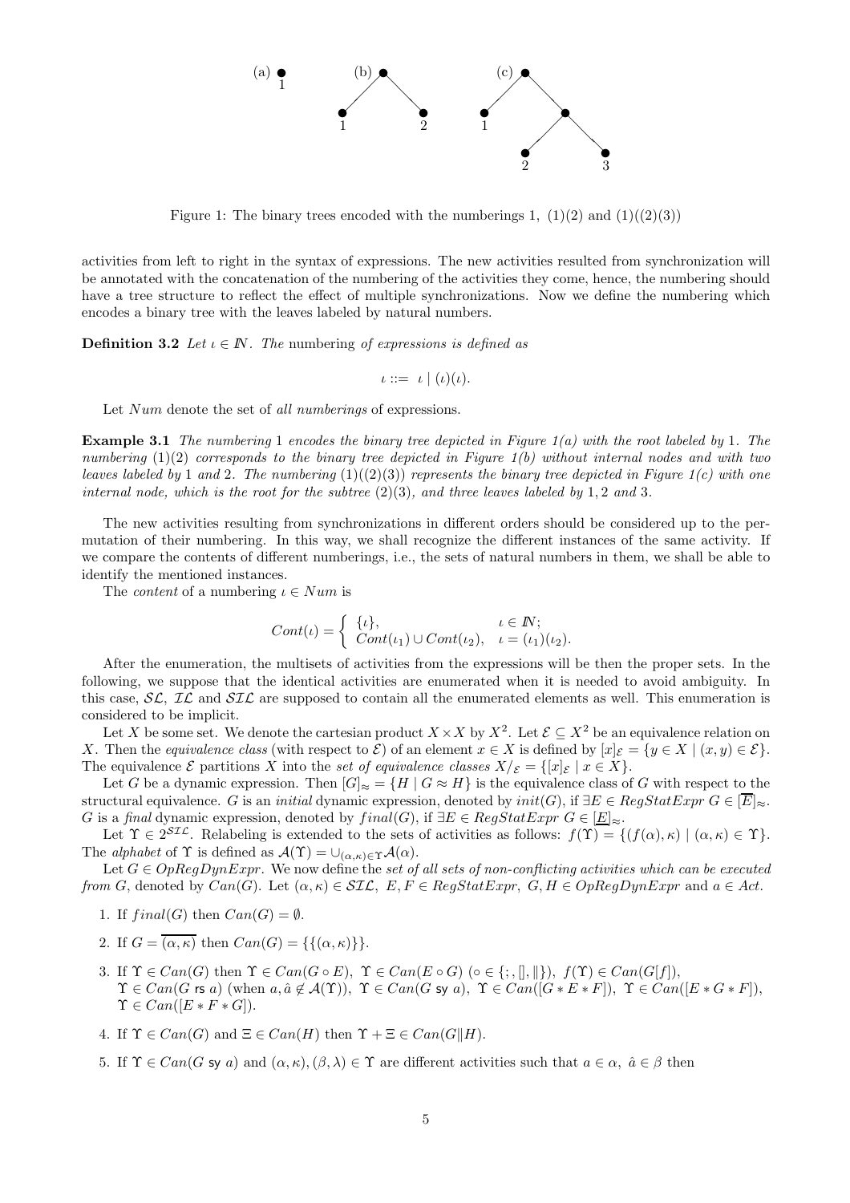Figure 1: The binary trees encoded with the numberings 1, (1)(2) and (1)((2)(3))

activities from left to right in the syntax of expressions. The new activities resulted from synchronization will be annotated with the concatenation of the numbering of the activities they come, hence, the numbering should have a tree structure to reflect the effect of multiple synchronizations. Now we define the numbering which encodes a binary tree with the leaves labeled by natural numbers.

**Definition 3.2** *Let $\iota \in \mathbb{N}$. The* numbering *of expressions is defined as*

$$\iota ::= \ \iota \mid (\iota)(\iota).$$

Let $Num$ denote the set of *all numberings* of expressions.

**Example 3.1** *The numbering* 1 *encodes the binary tree depicted in Figure 1(a) with the root labeled by* 1*. The numbering* (1)(2) *corresponds to the binary tree depicted in Figure 1(b) without internal nodes and with two leaves labeled by* 1 *and* 2*. The numbering* (1)((2)(3)) *represents the binary tree depicted in Figure 1(c) with one internal node, which is the root for the subtree* (2)(3)*, and three leaves labeled by* 1, 2 *and* 3*.*

The new activities resulting from synchronizations in different orders should be considered up to the permutation of their numbering. In this way, we shall recognize the different instances of the same activity. If we compare the contents of different numberings, i.e., the sets of natural numbers in them, we shall be able to identify the mentioned instances.

The *content* of a numbering $\iota \in Num$ is

$$Cont(\iota) = \begin{cases} \{\iota\}, & \iota \in \mathbb{N}; \\ Cont(\iota_1) \cup Cont(\iota_2), & \iota = (\iota_1)(\iota_2). \end{cases}$$

After the enumeration, the multisets of activities from the expressions will be then the proper sets. In the following, we suppose that the identical activities are enumerated when it is needed to avoid ambiguity. In this case, $\mathcal{SL}$, $\mathcal{IL}$ and $\mathcal{SIL}$ are supposed to contain all the enumerated elements as well. This enumeration is considered to be implicit.

Let $X$ be some set. We denote the cartesian product $X \times X$ by $X^2$. Let $\mathcal{E} \subseteq X^2$ be an equivalence relation on $X$. Then the *equivalence class* (with respect to $\mathcal{E}$) of an element $x \in X$ is defined by $[x]_\mathcal{E} = \{y \in X \mid (x,y) \in \mathcal{E}\}$. The equivalence $\mathcal{E}$ partitions $X$ into the *set of equivalence classes* $X/_\mathcal{E} = \{[x]_\mathcal{E} \mid x \in X\}$.

Let $G$ be a dynamic expression. Then $[G]_\approx = \{H \mid G \approx H\}$ is the equivalence class of $G$ with respect to the structural equivalence. $G$ is an *initial* dynamic expression, denoted by $init(G)$, if $\exists E \in RegStatExpr\ G \in [\overline{E}]_\approx$. $G$ is a *final* dynamic expression, denoted by $final(G)$, if $\exists E \in RegStatExpr\ G \in [\underline{E}]_\approx$.

Let $\Upsilon \in 2^{\mathcal{SIL}}$. Relabeling is extended to the sets of activities as follows: $f(\Upsilon) = \{(f(\alpha),\kappa) \mid (\alpha,\kappa) \in \Upsilon\}$. The *alphabet* of $\Upsilon$ is defined as $\mathcal{A}(\Upsilon) = \cup_{(\alpha,\kappa)\in\Upsilon}\mathcal{A}(\alpha)$.

Let $G \in OpRegDynExpr$. We now define the *set of all sets of non-conflicting activities which can be executed from* $G$, denoted by $Can(G)$. Let $(\alpha,\kappa) \in \mathcal{SIL}$, $E, F \in RegStatExpr$, $G, H \in OpRegDynExpr$ and $a \in Act$.

1. If $final(G)$ then $Can(G) = \emptyset$.
2. If $G = \overline{(\alpha,\kappa)}$ then $Can(G) = \{\{(\alpha,\kappa)\}\}$.
3. If $\Upsilon \in Can(G)$ then $\Upsilon \in Can(G \circ E)$, $\Upsilon \in Can(E \circ G)$ ($\circ \in \{;, [], \|\}$), $f(\Upsilon) \in Can(G[f])$, $\Upsilon \in Can(G \text{ rs } a)$ (when $a, \hat{a} \notin \mathcal{A}(\Upsilon)$), $\Upsilon \in Can(G \text{ sy } a)$, $\Upsilon \in Can([G * E * F])$, $\Upsilon \in Can([E * G * F])$, $\Upsilon \in Can([E * F * G])$.
4. If $\Upsilon \in Can(G)$ and $\Xi \in Can(H)$ then $\Upsilon + \Xi \in Can(G\|H)$.
5. If $\Upsilon \in Can(G \text{ sy } a)$ and $(\alpha,\kappa), (\beta,\lambda) \in \Upsilon$ are different activities such that $a \in \alpha$, $\hat{a} \in \beta$ then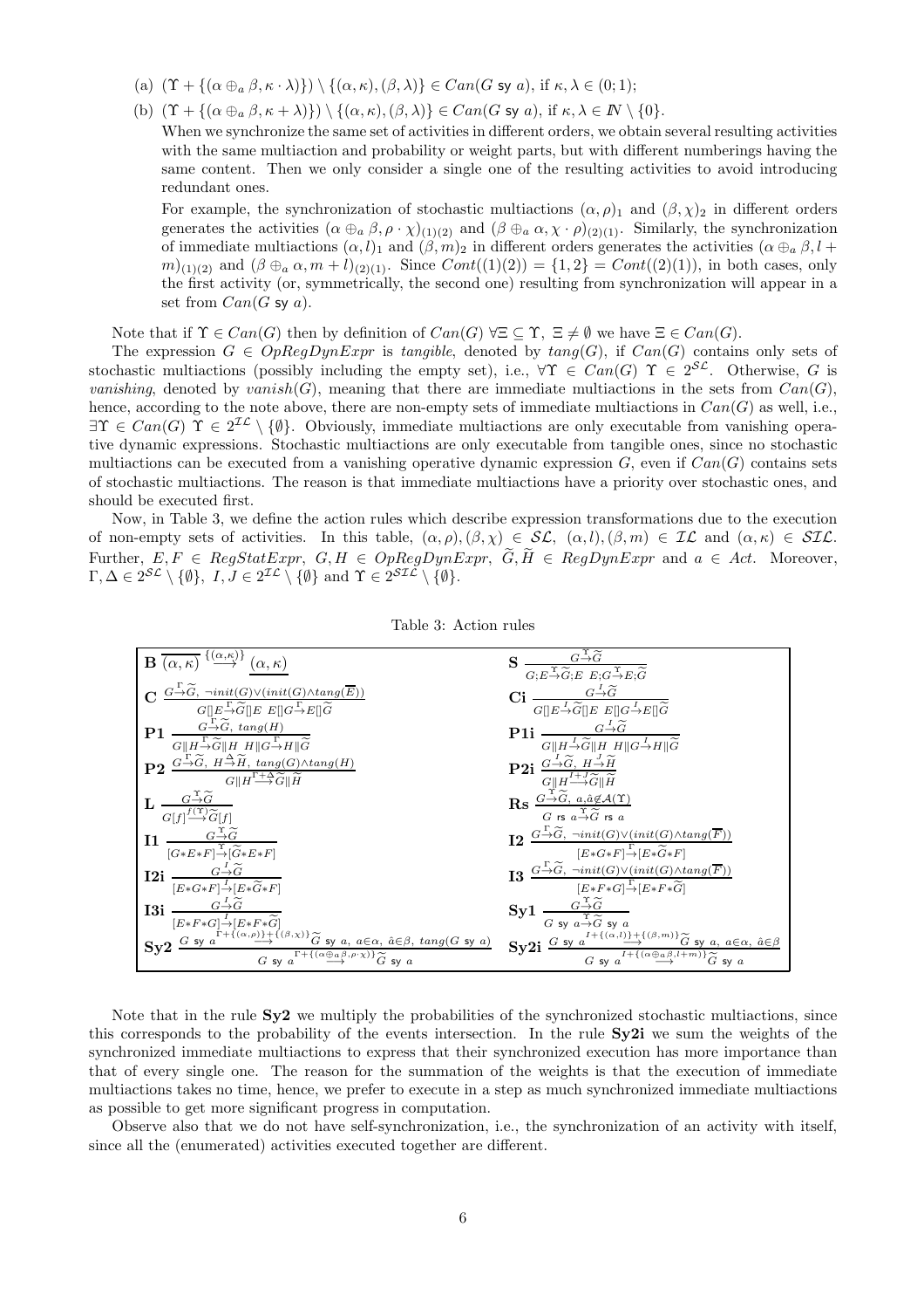(a) $(\Upsilon + \{(\alpha \oplus_a \beta, \kappa \cdot \lambda)\}) \setminus \{(\alpha, \kappa), (\beta, \lambda)\} \in Can(G \text{ sy } a)$, if $\kappa, \lambda \in (0;1)$;

(b) $(\Upsilon + \{(\alpha \oplus_a \beta, \kappa + \lambda)\}) \setminus \{(\alpha, \kappa), (\beta, \lambda)\} \in Can(G \text{ sy } a)$, if $\kappa, \lambda \in \mathbb{N} \setminus \{0\}$.

When we synchronize the same set of activities in different orders, we obtain several resulting activities with the same multiaction and probability or weight parts, but with different numberings having the same content. Then we only consider a single one of the resulting activities to avoid introducing redundant ones.

For example, the synchronization of stochastic multiactions $(\alpha, \rho)_1$ and $(\beta, \chi)_2$ in different orders generates the activities $(\alpha \oplus_a \beta, \rho \cdot \chi)_{(1)(2)}$ and $(\beta \oplus_a \alpha, \chi \cdot \rho)_{(2)(1)}$. Similarly, the synchronization of immediate multiactions $(\alpha, l)_1$ and $(\beta, m)_2$ in different orders generates the activities $(\alpha \oplus_a \beta, l + m)_{(1)(2)}$ and $(\beta \oplus_a \alpha, m + l)_{(2)(1)}$. Since $Cont((1)(2)) = \{1, 2\} = Cont((2)(1))$, in both cases, only the first activity (or, symmetrically, the second one) resulting from synchronization will appear in a set from $Can(G \text{ sy } a)$.

Note that if $\Upsilon \in Can(G)$ then by definition of $Can(G)$ $\forall \Xi \subseteq \Upsilon,\ \Xi \neq \emptyset$ we have $\Xi \in Can(G)$.

The expression $G \in OpRegDynExpr$ is *tangible*, denoted by $tang(G)$, if $Can(G)$ contains only sets of stochastic multiactions (possibly including the empty set), i.e., $\forall \Upsilon \in Can(G)\ \Upsilon \in 2^{\mathcal{SL}}$. Otherwise, $G$ is *vanishing*, denoted by $vanish(G)$, meaning that there are immediate multiactions in the sets from $Can(G)$, hence, according to the note above, there are non-empty sets of immediate multiactions in $Can(G)$ as well, i.e., $\exists \Upsilon \in Can(G)\ \Upsilon \in 2^{\mathcal{IL}} \setminus \{\emptyset\}$. Obviously, immediate multiactions are only executable from vanishing operative dynamic expressions. Stochastic multiactions are only executable from tangible ones, since no stochastic multiactions can be executed from a vanishing operative dynamic expression $G$, even if $Can(G)$ contains sets of stochastic multiactions. The reason is that immediate multiactions have a priority over stochastic ones, and should be executed first.

Now, in Table 3, we define the action rules which describe expression transformations due to the execution of non-empty sets of activities. In this table, $(\alpha, \rho), (\beta, \chi) \in \mathcal{SL}$, $(\alpha, l), (\beta, m) \in \mathcal{IL}$ and $(\alpha, \kappa) \in \mathcal{SIL}$. Further, $E, F \in RegStatExpr$, $G, H \in OpRegDynExpr$, $\widetilde{G}, \widetilde{H} \in RegDynExpr$ and $a \in Act$. Moreover, $\Gamma, \Delta \in 2^{\mathcal{SL}} \setminus \{\emptyset\}$, $I, J \in 2^{\mathcal{IL}} \setminus \{\emptyset\}$ and $\Upsilon \in 2^{\mathcal{SIL}} \setminus \{\emptyset\}$.

Table 3: Action rules

| | |
|---|---|
| **B** $\dfrac{}{\overline{(\alpha, \kappa)} \stackrel{\{(\alpha,\kappa)\}}{\longrightarrow} \underline{(\alpha, \kappa)}}$ | **S** $\dfrac{G \stackrel{\Upsilon}{\to} \widetilde{G}}{G; E \stackrel{\Upsilon}{\to} \widetilde{G}; E \quad E; G \stackrel{\Upsilon}{\to} E; \widetilde{G}}$ |
| **C** $\dfrac{G \stackrel{\Gamma}{\to} \widetilde{G},\ \neg init(G) \vee (init(G) \wedge tang(\overline{E}))}{G[]E \stackrel{\Gamma}{\to} \widetilde{G}[]E \quad E[]G \stackrel{\Gamma}{\to} E[]\widetilde{G}}$ | **Ci** $\dfrac{G \stackrel{I}{\to} \widetilde{G}}{G[]E \stackrel{I}{\to} \widetilde{G}[]E \quad E[]G \stackrel{I}{\to} E[]\widetilde{G}}$ |
| **P1** $\dfrac{G \stackrel{\Gamma}{\to} \widetilde{G},\ tang(H)}{G\Vert H \stackrel{\Gamma}{\to} \widetilde{G}\Vert H \quad H\Vert G \stackrel{\Gamma}{\to} H\Vert \widetilde{G}}$ | **P1i** $\dfrac{G \stackrel{I}{\to} \widetilde{G}}{G\Vert H \stackrel{I}{\to} \widetilde{G}\Vert H \quad H\Vert G \stackrel{I}{\to} H\Vert \widetilde{G}}$ |
| **P2** $\dfrac{G \stackrel{\Gamma}{\to} \widetilde{G},\ H \stackrel{\Delta}{\to} \widetilde{H},\ tang(G) \wedge tang(H)}{G\Vert H \stackrel{\Gamma+\Delta}{\longrightarrow} \widetilde{G}\Vert \widetilde{H}}$ | **P2i** $\dfrac{G \stackrel{I}{\to} \widetilde{G},\ H \stackrel{J}{\to} \widetilde{H}}{G\Vert H \stackrel{I+J}{\longrightarrow} \widetilde{G}\Vert \widetilde{H}}$ |
| **L** $\dfrac{G \stackrel{\Upsilon}{\to} \widetilde{G}}{G[f] \stackrel{f(\Upsilon)}{\longrightarrow} \widetilde{G}[f]}$ | **Rs** $\dfrac{G \stackrel{\Upsilon}{\to} \widetilde{G},\ a, \hat{a} \not\in \mathcal{A}(\Upsilon)}{G \text{ rs } a \stackrel{\Upsilon}{\to} \widetilde{G} \text{ rs } a}$ |
| **I1** $\dfrac{G \stackrel{\Upsilon}{\to} \widetilde{G}}{[G*E*F] \stackrel{\Upsilon}{\to} [\widetilde{G}*E*F]}$ | **I2** $\dfrac{G \stackrel{\Gamma}{\to} \widetilde{G},\ \neg init(G) \vee (init(G) \wedge tang(\overline{F}))}{[E*G*F] \stackrel{\Gamma}{\to} [E*\widetilde{G}*F]}$ |
| **I2i** $\dfrac{G \stackrel{I}{\to} \widetilde{G}}{[E*G*F] \stackrel{I}{\to} [E*\widetilde{G}*F]}$ | **I3** $\dfrac{G \stackrel{\Gamma}{\to} \widetilde{G},\ \neg init(G) \vee (init(G) \wedge tang(\overline{F}))}{[E*F*G] \stackrel{\Gamma}{\to} [E*F*\widetilde{G}]}$ |
| **I3i** $\dfrac{G \stackrel{I}{\to} \widetilde{G}}{[E*F*G] \stackrel{I}{\to} [E*F*\widetilde{G}]}$ | **Sy1** $\dfrac{G \stackrel{\Upsilon}{\to} \widetilde{G}}{G \text{ sy } a \stackrel{\Upsilon}{\to} \widetilde{G} \text{ sy } a}$ |
| **Sy2** $\dfrac{G \text{ sy } a \stackrel{\Gamma+\{(\alpha,\rho)\}+\{(\beta,\chi)\}}{\longrightarrow} \widetilde{G} \text{ sy } a,\ a \in \alpha,\ \hat{a} \in \beta,\ tang(G \text{ sy } a)}{G \text{ sy } a \stackrel{\Gamma+\{(\alpha \oplus_a \beta, \rho \cdot \chi)\}}{\longrightarrow} \widetilde{G} \text{ sy } a}$ | **Sy2i** $\dfrac{G \text{ sy } a \stackrel{I+\{(\alpha,l)\}+\{(\beta,m)\}}{\longrightarrow} \widetilde{G} \text{ sy } a,\ a \in \alpha,\ \hat{a} \in \beta}{G \text{ sy } a \stackrel{I+\{(\alpha \oplus_a \beta, l+m)\}}{\longrightarrow} \widetilde{G} \text{ sy } a}$ |

Note that in the rule **Sy2** we multiply the probabilities of the synchronized stochastic multiactions, since this corresponds to the probability of the events intersection. In the rule **Sy2i** we sum the weights of the synchronized immediate multiactions to express that their synchronized execution has more importance than that of every single one. The reason for the summation of the weights is that the execution of immediate multiactions takes no time, hence, we prefer to execute in a step as much synchronized immediate multiactions as possible to get more significant progress in computation.

Observe also that we do not have self-synchronization, i.e., the synchronization of an activity with itself, since all the (enumerated) activities executed together are different.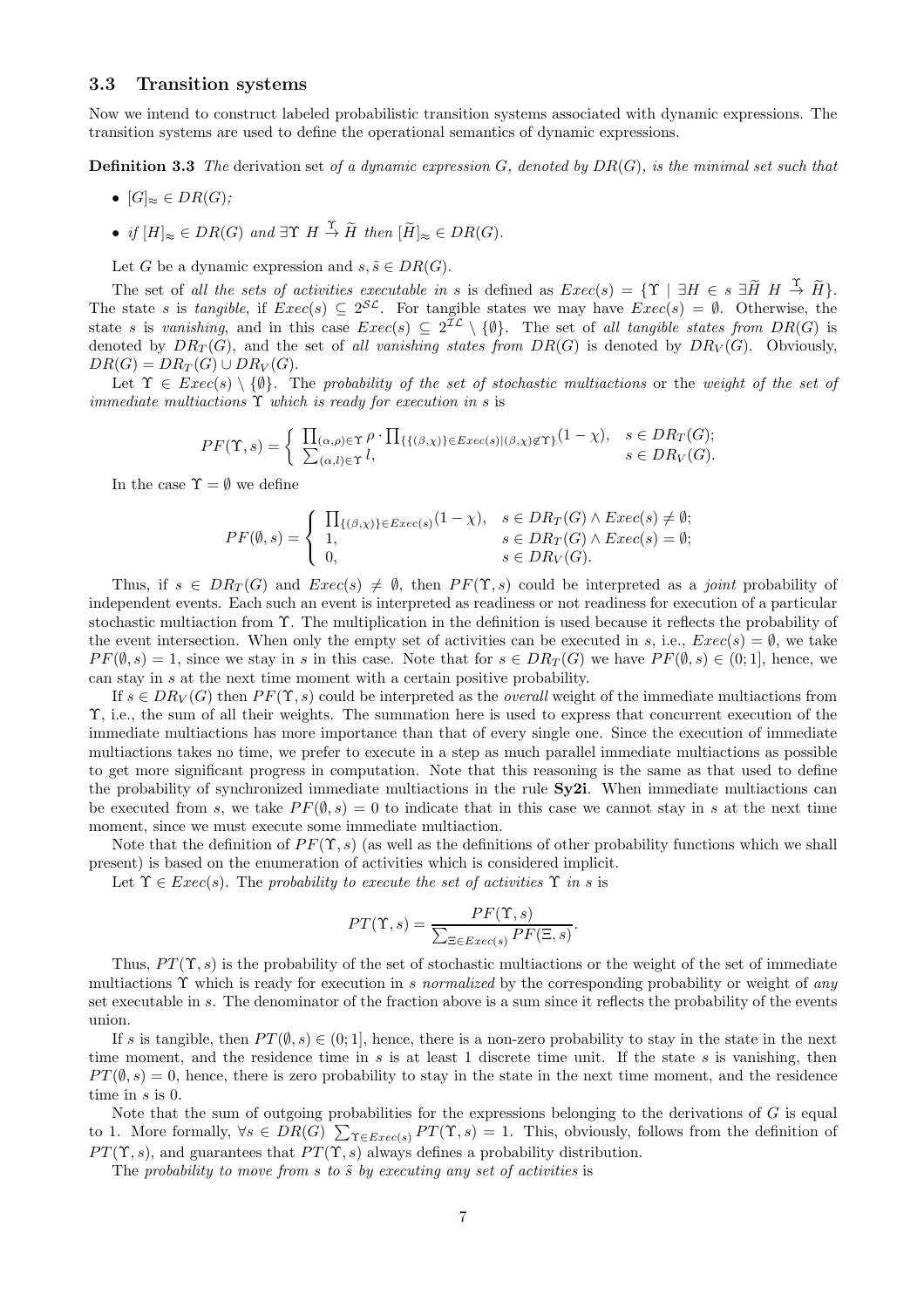### 3.3 Transition systems

Now we intend to construct labeled probabilistic transition systems associated with dynamic expressions. The transition systems are used to define the operational semantics of dynamic expressions.

**Definition 3.3** *The* derivation set *of a dynamic expression $G$, denoted by $DR(G)$, is the minimal set such that*

- $[G]_\approx \in DR(G)$;
- *if $[H]_\approx \in DR(G)$ and $\exists \Upsilon \; H \stackrel{\Upsilon}{\to} \widetilde{H}$ then $[\widetilde{H}]_\approx \in DR(G)$.*

Let $G$ be a dynamic expression and $s, \tilde{s} \in DR(G)$.

The set of *all the sets of activities executable in* $s$ is defined as $Exec(s) = \{\Upsilon \mid \exists H \in s \; \exists \widetilde{H} \; H \stackrel{\Upsilon}{\to} \widetilde{H}\}$. The state $s$ is *tangible*, if $Exec(s) \subseteq 2^{\mathcal{SL}}$. For tangible states we may have $Exec(s) = \emptyset$. Otherwise, the state $s$ is *vanishing*, and in this case $Exec(s) \subseteq 2^{\mathcal{IL}} \setminus \{\emptyset\}$. The set of *all tangible states from* $DR(G)$ is denoted by $DR_T(G)$, and the set of *all vanishing states from* $DR(G)$ is denoted by $DR_V(G)$. Obviously, $DR(G) = DR_T(G) \cup DR_V(G)$.

Let $\Upsilon \in Exec(s) \setminus \{\emptyset\}$. The *probability of the set of stochastic multiactions* or the *weight of the set of immediate multiactions* $\Upsilon$ *which is ready for execution in* $s$ is

$$PF(\Upsilon, s) = \begin{cases} \prod_{(\alpha,\rho)\in\Upsilon} \rho \cdot \prod_{\{\{(\beta,\chi)\}\in Exec(s) \mid (\beta,\chi)\not\in\Upsilon\}} (1-\chi), & s \in DR_T(G); \\ \sum_{(\alpha,l)\in\Upsilon} l, & s \in DR_V(G). \end{cases}$$

In the case $\Upsilon = \emptyset$ we define

$$PF(\emptyset, s) = \begin{cases} \prod_{\{(\beta,\chi)\}\in Exec(s)} (1-\chi), & s \in DR_T(G) \wedge Exec(s) \neq \emptyset; \\ 1, & s \in DR_T(G) \wedge Exec(s) = \emptyset; \\ 0, & s \in DR_V(G). \end{cases}$$

Thus, if $s \in DR_T(G)$ and $Exec(s) \neq \emptyset$, then $PF(\Upsilon, s)$ could be interpreted as a *joint* probability of independent events. Each such an event is interpreted as readiness or not readiness for execution of a particular stochastic multiaction from $\Upsilon$. The multiplication in the definition is used because it reflects the probability of the event intersection. When only the empty set of activities can be executed in $s$, i.e., $Exec(s) = \emptyset$, we take $PF(\emptyset, s) = 1$, since we stay in $s$ in this case. Note that for $s \in DR_T(G)$ we have $PF(\emptyset, s) \in (0; 1]$, hence, we can stay in $s$ at the next time moment with a certain positive probability.

If $s \in DR_V(G)$ then $PF(\Upsilon, s)$ could be interpreted as the *overall* weight of the immediate multiactions from $\Upsilon$, i.e., the sum of all their weights. The summation here is used to express that concurrent execution of the immediate multiactions has more importance than that of every single one. Since the execution of immediate multiactions takes no time, we prefer to execute in a step as much parallel immediate multiactions as possible to get more significant progress in computation. Note that this reasoning is the same as that used to define the probability of synchronized immediate multiactions in the rule **Sy2i**. When immediate multiactions can be executed from $s$, we take $PF(\emptyset, s) = 0$ to indicate that in this case we cannot stay in $s$ at the next time moment, since we must execute some immediate multiaction.

Note that the definition of $PF(\Upsilon, s)$ (as well as the definitions of other probability functions which we shall present) is based on the enumeration of activities which is considered implicit.

Let $\Upsilon \in Exec(s)$. The *probability to execute the set of activities* $\Upsilon$ *in* $s$ is

$$PT(\Upsilon, s) = \frac{PF(\Upsilon, s)}{\sum_{\Xi\in Exec(s)} PF(\Xi, s)}.$$

Thus, $PT(\Upsilon, s)$ is the probability of the set of stochastic multiactions or the weight of the set of immediate multiactions $\Upsilon$ which is ready for execution in $s$ *normalized* by the corresponding probability or weight of *any* set executable in $s$. The denominator of the fraction above is a sum since it reflects the probability of the events union.

If $s$ is tangible, then $PT(\emptyset, s) \in (0; 1]$, hence, there is a non-zero probability to stay in the state in the next time moment, and the residence time in $s$ is at least 1 discrete time unit. If the state $s$ is vanishing, then $PT(\emptyset, s) = 0$, hence, there is zero probability to stay in the state in the next time moment, and the residence time in $s$ is 0.

Note that the sum of outgoing probabilities for the expressions belonging to the derivations of $G$ is equal to 1. More formally, $\forall s \in DR(G) \; \sum_{\Upsilon\in Exec(s)} PT(\Upsilon, s) = 1$. This, obviously, follows from the definition of $PT(\Upsilon, s)$, and guarantees that $PT(\Upsilon, s)$ always defines a probability distribution.

The *probability to move from* $s$ *to* $\tilde{s}$ *by executing any set of activities* is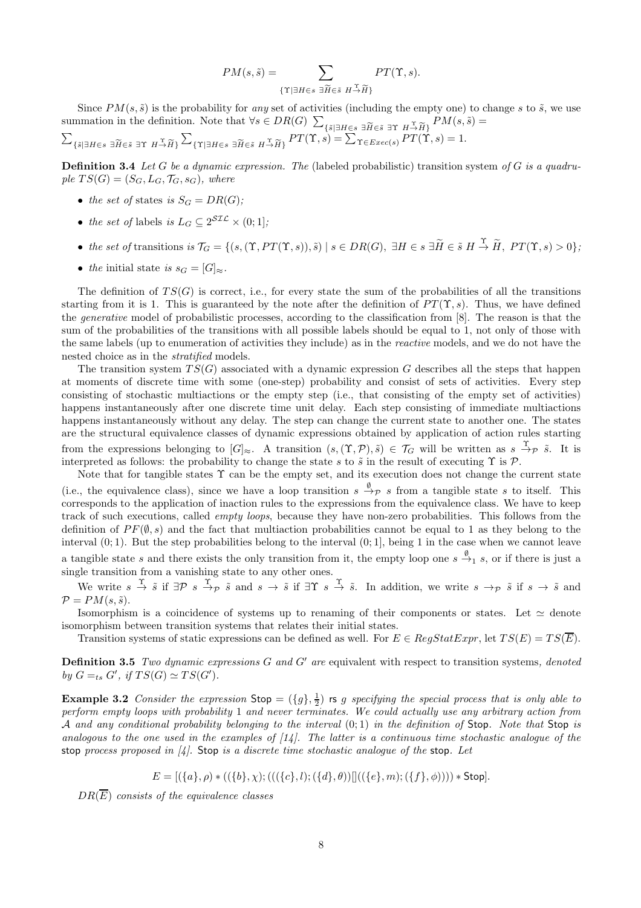$$PM(s,\tilde{s}) = \sum_{\{\Upsilon \mid \exists H \in s\ \exists \widetilde{H} \in \tilde{s}\ H \stackrel{\Upsilon}{\to} \widetilde{H}\}} PT(\Upsilon, s).$$

Since $PM(s,\tilde{s})$ is the probability for *any* set of activities (including the empty one) to change $s$ to $\tilde{s}$, we use summation in the definition. Note that $\forall s \in DR(G)\ \sum_{\{\tilde{s} \mid \exists H \in s\ \exists \widetilde{H} \in \tilde{s}\ \exists \Upsilon\ H \stackrel{\Upsilon}{\to} \widetilde{H}\}} PM(s,\tilde{s}) = \sum_{\{\tilde{s} \mid \exists H \in s\ \exists \widetilde{H} \in \tilde{s}\ \exists \Upsilon\ H \stackrel{\Upsilon}{\to} \widetilde{H}\}} \sum_{\{\Upsilon \mid \exists H \in s\ \exists \widetilde{H} \in \tilde{s}\ H \stackrel{\Upsilon}{\to} \widetilde{H}\}} PT(\Upsilon, s) = \sum_{\Upsilon \in Exec(s)} PT(\Upsilon, s) = 1$.

**Definition 3.4** *Let $G$ be a dynamic expression. The* (labeled probabilistic) transition system *of $G$ is a quadruple $TS(G) = (S_G, L_G, \mathcal{T}_G, s_G)$, where*

- *the set of* states *is $S_G = DR(G)$;*
- *the set of* labels *is $L_G \subseteq 2^{\mathcal{SIL}} \times (0;1]$;*
- *the set of* transitions *is $\mathcal{T}_G = \{(s, (\Upsilon, PT(\Upsilon, s)), \tilde{s}) \mid s \in DR(G),\ \exists H \in s\ \exists \widetilde{H} \in \tilde{s}\ H \stackrel{\Upsilon}{\to} \widetilde{H},\ PT(\Upsilon, s) > 0\}$;*
- *the* initial state *is $s_G = [G]_\approx$.*

The definition of $TS(G)$ is correct, i.e., for every state the sum of the probabilities of all the transitions starting from it is 1. This is guaranteed by the note after the definition of $PT(\Upsilon, s)$. Thus, we have defined the *generative* model of probabilistic processes, according to the classification from [8]. The reason is that the sum of the probabilities of the transitions with all possible labels should be equal to 1, not only of those with the same labels (up to enumeration of activities they include) as in the *reactive* models, and we do not have the nested choice as in the *stratified* models.

The transition system $TS(G)$ associated with a dynamic expression $G$ describes all the steps that happen at moments of discrete time with some (one-step) probability and consist of sets of activities. Every step consisting of stochastic multiactions or the empty step (i.e., that consisting of the empty set of activities) happens instantaneously after one discrete time unit delay. Each step consisting of immediate multiactions happens instantaneously without any delay. The step can change the current state to another one. The states are the structural equivalence classes of dynamic expressions obtained by application of action rules starting from the expressions belonging to $[G]_\approx$. A transition $(s, (\Upsilon, \mathcal{P}), \tilde{s}) \in \mathcal{T}_G$ will be written as $s \stackrel{\Upsilon}{\to}_{\mathcal{P}} \tilde{s}$. It is interpreted as follows: the probability to change the state $s$ to $\tilde{s}$ in the result of executing $\Upsilon$ is $\mathcal{P}$.

Note that for tangible states $\Upsilon$ can be the empty set, and its execution does not change the current state (i.e., the equivalence class), since we have a loop transition $s \stackrel{\emptyset}{\to}_{\mathcal{P}} s$ from a tangible state $s$ to itself. This corresponds to the application of inaction rules to the expressions from the equivalence class. We have to keep track of such executions, called *empty loops*, because they have non-zero probabilities. This follows from the definition of $PF(\emptyset, s)$ and the fact that multiaction probabilities cannot be equal to 1 as they belong to the interval $(0;1)$. But the step probabilities belong to the interval $(0;1]$, being 1 in the case when we cannot leave a tangible state $s$ and there exists the only transition from it, the empty loop one $s \stackrel{\emptyset}{\to}_1 s$, or if there is just a single transition from a vanishing state to any other ones.

We write $s \stackrel{\Upsilon}{\to} \tilde{s}$ if $\exists \mathcal{P}\ s \stackrel{\Upsilon}{\to}_{\mathcal{P}} \tilde{s}$ and $s \to \tilde{s}$ if $\exists \Upsilon\ s \stackrel{\Upsilon}{\to} \tilde{s}$. In addition, we write $s \to_{\mathcal{P}} \tilde{s}$ if $s \to \tilde{s}$ and $\mathcal{P} = PM(s, \tilde{s})$.

Isomorphism is a coincidence of systems up to renaming of their components or states. Let $\simeq$ denote isomorphism between transition systems that relates their initial states.

Transition systems of static expressions can be defined as well. For $E \in RegStatExpr$, let $TS(E) = TS(\overline{E})$.

**Definition 3.5** *Two dynamic expressions $G$ and $G'$ are* equivalent with respect to transition systems*, denoted by $G =_{ts} G'$, if $TS(G) \simeq TS(G')$.*

**Example 3.2** *Consider the expression* $\mathsf{Stop} = (\{g\}, \frac{1}{2})$ rs $g$ *specifying the special process that is only able to perform empty loops with probability 1 and never terminates. We could actually use any arbitrary action from $\mathcal{A}$ and any conditional probability belonging to the interval $(0;1)$ in the definition of* $\mathsf{Stop}$*. Note that* $\mathsf{Stop}$ *is analogous to the one used in the examples of [14]. The latter is a continuous time stochastic analogue of the* stop *process proposed in [4].* $\mathsf{Stop}$ *is a discrete time stochastic analogue of the* stop*. Let*

$$E = [(\{a\}, \rho) * ((\{b\}, \chi); (((\{c\}, l); (\{d\}, \theta))[]((\{e\}, m); (\{f\}, \phi)))) * \mathsf{Stop}].$$

*$DR(\overline{E})$ consists of the equivalence classes*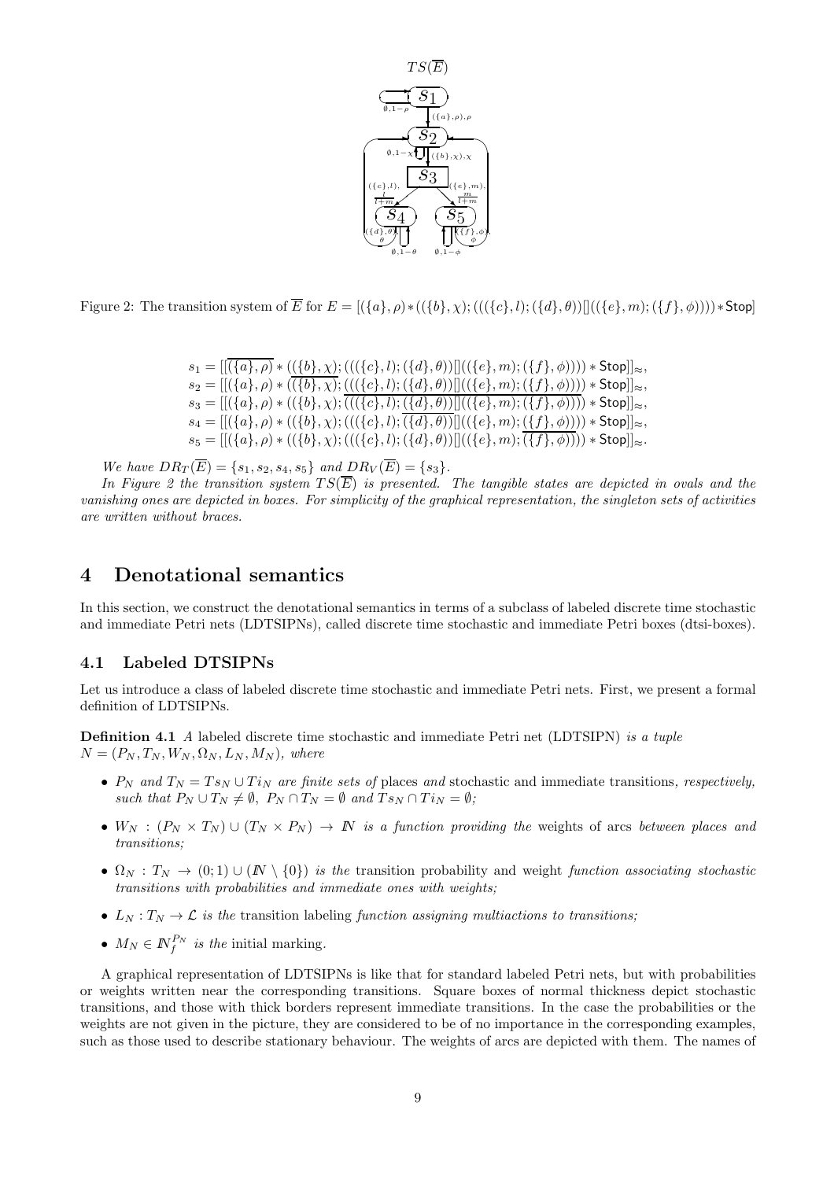Figure 2: The transition system of $\overline{E}$ for $E = [(\{a\}, \rho) * ((\{b\}, \chi); (((\{c\}, l); (\{d\}, \theta))[]((\{e\}, m); (\{f\}, \phi)))) * \mathsf{Stop}]$

$$s_1 = [[\overline{(\{a\}, \rho)} * ((\{b\}, \chi); (((\{c\}, l); (\{d\}, \theta))[]((\{e\}, m); (\{f\}, \phi)))) * \mathsf{Stop}]]_{\approx},$$
$$s_2 = [[(\{a\}, \rho) * (\overline{(\{b\}, \chi)}; (((\{c\}, l); (\{d\}, \theta))[]((\{e\}, m); (\{f\}, \phi)))) * \mathsf{Stop}]]_{\approx},$$
$$s_3 = [[(\{a\}, \rho) * ((\{b\}, \chi); \overline{(((\{c\}, l); (\{d\}, \theta))[]((\{e\}, m); (\{f\}, \phi)))}) * \mathsf{Stop}]]_{\approx},$$
$$s_4 = [[(\{a\}, \rho) * ((\{b\}, \chi); (((\{c\}, l); \overline{(\{d\}, \theta)})[]((\{e\}, m); (\{f\}, \phi)))) * \mathsf{Stop}]]_{\approx},$$
$$s_5 = [[(\{a\}, \rho) * ((\{b\}, \chi); (((\{c\}, l); (\{d\}, \theta))[]((\{e\}, m); \overline{(\{f\}, \phi)}))) * \mathsf{Stop}]]_{\approx}.$$

*We have $DR_T(\overline{E}) = \{s_1, s_2, s_4, s_5\}$ and $DR_V(\overline{E}) = \{s_3\}$.*

*In Figure 2 the transition system $TS(\overline{E})$ is presented. The tangible states are depicted in ovals and the vanishing ones are depicted in boxes. For simplicity of the graphical representation, the singleton sets of activities are written without braces.*

# 4 Denotational semantics

In this section, we construct the denotational semantics in terms of a subclass of labeled discrete time stochastic and immediate Petri nets (LDTSIPNs), called discrete time stochastic and immediate Petri boxes (dtsi-boxes).

## 4.1 Labeled DTSIPNs

Let us introduce a class of labeled discrete time stochastic and immediate Petri nets. First, we present a formal definition of LDTSIPNs.

**Definition 4.1** *A* labeled discrete time stochastic and immediate Petri net (LDTSIPN) *is a tuple* $N = (P_N, T_N, W_N, \Omega_N, L_N, M_N)$*, where*

- $P_N$ *and* $T_N = Ts_N \cup Ti_N$ *are finite sets of* places *and* stochastic and immediate transitions*, respectively, such that* $P_N \cup T_N \neq \emptyset$*,* $P_N \cap T_N = \emptyset$ *and* $Ts_N \cap Ti_N = \emptyset$*;*
- $W_N : (P_N \times T_N) \cup (T_N \times P_N) \to \mathbb{N}$ *is a function providing the* weights of arcs *between places and transitions;*
- $\Omega_N : T_N \to (0; 1) \cup (\mathbb{N} \setminus \{0\})$ *is the* transition probability and weight *function associating stochastic transitions with probabilities and immediate ones with weights;*
- $L_N : T_N \to \mathcal{L}$ *is the* transition labeling *function assigning multiactions to transitions;*
- $M_N \in \mathbb{N}_f^{P_N}$ *is the* initial marking.

A graphical representation of LDTSIPNs is like that for standard labeled Petri nets, but with probabilities or weights written near the corresponding transitions. Square boxes of normal thickness depict stochastic transitions, and those with thick borders represent immediate transitions. In the case the probabilities or the weights are not given in the picture, they are considered to be of no importance in the corresponding examples, such as those used to describe stationary behaviour. The weights of arcs are depicted with them. The names of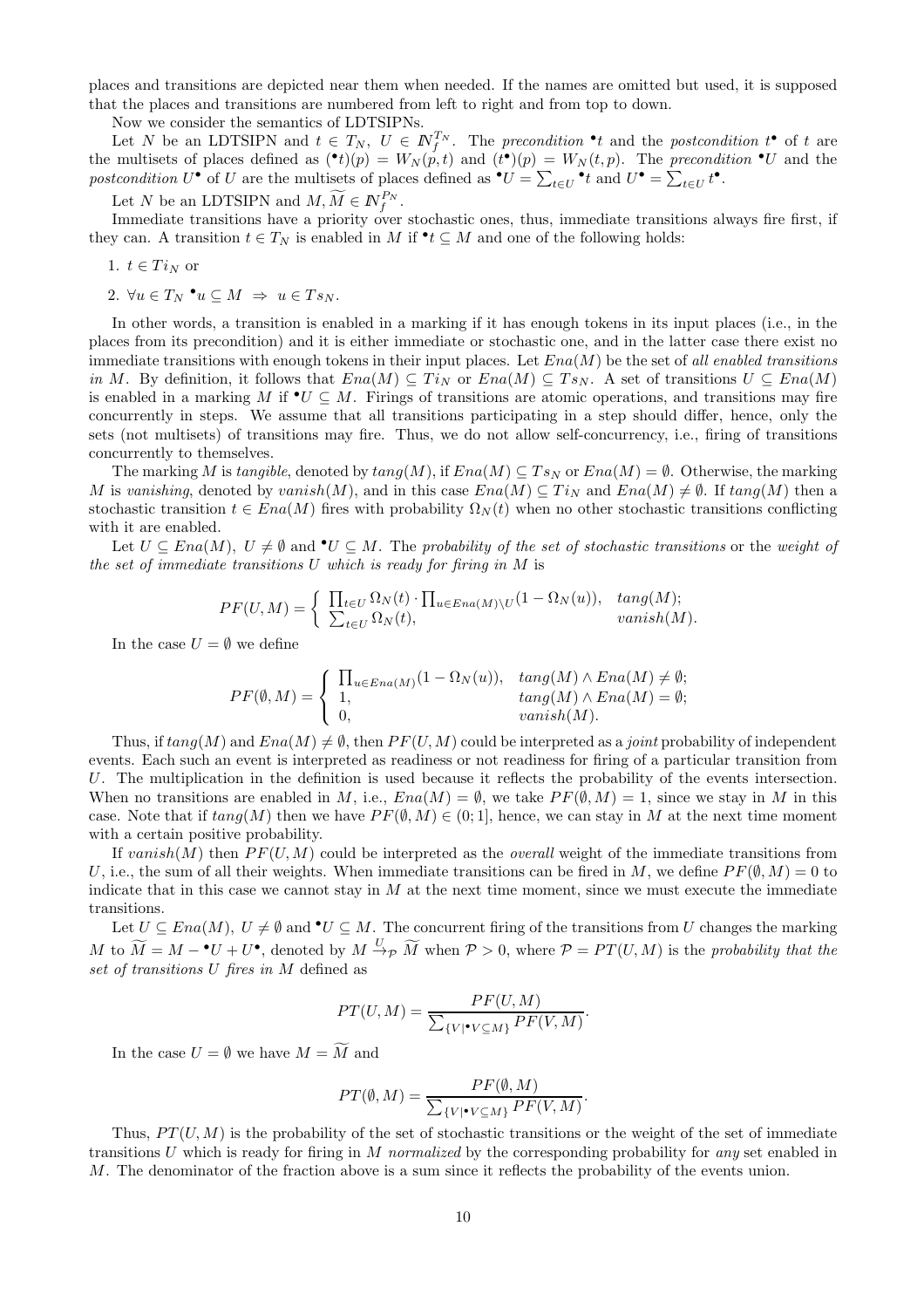places and transitions are depicted near them when needed. If the names are omitted but used, it is supposed that the places and transitions are numbered from left to right and from top to down.

Now we consider the semantics of LDTSIPNs.

Let $N$ be an LDTSIPN and $t \in T_N$, $U \in \mathbb{N}_f^{T_N}$. The *precondition* ${}^\bullet t$ and the *postcondition* $t^\bullet$ of $t$ are the multisets of places defined as $({}^\bullet t)(p) = W_N(p,t)$ and $(t^\bullet)(p) = W_N(t,p)$. The *precondition* ${}^\bullet U$ and the *postcondition* $U^\bullet$ of $U$ are the multisets of places defined as ${}^\bullet U = \sum_{t\in U} {}^\bullet t$ and $U^\bullet = \sum_{t\in U} t^\bullet$.

Let $N$ be an LDTSIPN and $M, \widetilde{M} \in \mathbb{N}_f^{P_N}$.

Immediate transitions have a priority over stochastic ones, thus, immediate transitions always fire first, if they can. A transition $t \in T_N$ is enabled in $M$ if ${}^\bullet t \subseteq M$ and one of the following holds:

1. $t \in Ti_N$ or
2. $\forall u \in T_N \ {}^\bullet u \subseteq M \ \Rightarrow \ u \in Ts_N$.

In other words, a transition is enabled in a marking if it has enough tokens in its input places (i.e., in the places from its precondition) and it is either immediate or stochastic one, and in the latter case there exist no immediate transitions with enough tokens in their input places. Let $Ena(M)$ be the set of *all enabled transitions in* $M$. By definition, it follows that $Ena(M) \subseteq Ti_N$ or $Ena(M) \subseteq Ts_N$. A set of transitions $U \subseteq Ena(M)$ is enabled in a marking $M$ if ${}^\bullet U \subseteq M$. Firings of transitions are atomic operations, and transitions may fire concurrently in steps. We assume that all transitions participating in a step should differ, hence, only the sets (not multisets) of transitions may fire. Thus, we do not allow self-concurrency, i.e., firing of transitions concurrently to themselves.

The marking $M$ is *tangible*, denoted by $tang(M)$, if $Ena(M) \subseteq Ts_N$ or $Ena(M) = \emptyset$. Otherwise, the marking $M$ is *vanishing*, denoted by $vanish(M)$, and in this case $Ena(M) \subseteq Ti_N$ and $Ena(M) \neq \emptyset$. If $tang(M)$ then a stochastic transition $t \in Ena(M)$ fires with probability $\Omega_N(t)$ when no other stochastic transitions conflicting with it are enabled.

Let $U \subseteq Ena(M)$, $U \neq \emptyset$ and ${}^\bullet U \subseteq M$. The *probability of the set of stochastic transitions* or the *weight of the set of immediate transitions $U$ which is ready for firing in $M$* is

$$PF(U,M) = \begin{cases} \prod_{t\in U} \Omega_N(t) \cdot \prod_{u\in Ena(M)\setminus U}(1-\Omega_N(u)), & tang(M); \\ \sum_{t\in U} \Omega_N(t), & vanish(M). \end{cases}$$

In the case $U = \emptyset$ we define

$$PF(\emptyset,M) = \begin{cases} \prod_{u\in Ena(M)}(1-\Omega_N(u)), & tang(M) \wedge Ena(M) \neq \emptyset; \\ 1, & tang(M) \wedge Ena(M) = \emptyset; \\ 0, & vanish(M). \end{cases}$$

Thus, if $tang(M)$ and $Ena(M) \neq \emptyset$, then $PF(U,M)$ could be interpreted as a *joint* probability of independent events. Each such an event is interpreted as readiness or not readiness for firing of a particular transition from $U$. The multiplication in the definition is used because it reflects the probability of the events intersection. When no transitions are enabled in $M$, i.e., $Ena(M) = \emptyset$, we take $PF(\emptyset, M) = 1$, since we stay in $M$ in this case. Note that if $tang(M)$ then we have $PF(\emptyset, M) \in (0;1]$, hence, we can stay in $M$ at the next time moment with a certain positive probability.

If $vanish(M)$ then $PF(U,M)$ could be interpreted as the *overall* weight of the immediate transitions from $U$, i.e., the sum of all their weights. When immediate transitions can be fired in $M$, we define $PF(\emptyset, M) = 0$ to indicate that in this case we cannot stay in $M$ at the next time moment, since we must execute the immediate transitions.

Let $U \subseteq Ena(M)$, $U \neq \emptyset$ and ${}^\bullet U \subseteq M$. The concurrent firing of the transitions from $U$ changes the marking $M$ to $\widetilde{M} = M - {}^\bullet U + U^\bullet$, denoted by $M \xrightarrow{U}_{\mathcal{P}} \widetilde{M}$ when $\mathcal{P} > 0$, where $\mathcal{P} = PT(U,M)$ is the *probability that the set of transitions $U$ fires in $M$* defined as

$$PT(U,M) = \frac{PF(U,M)}{\sum_{\{V \mid {}^\bullet V \subseteq M\}} PF(V,M)}.$$

In the case $U = \emptyset$ we have $M = \widetilde{M}$ and

$$PT(\emptyset,M) = \frac{PF(\emptyset,M)}{\sum_{\{V \mid {}^\bullet V \subseteq M\}} PF(V,M)}.$$

Thus, $PT(U,M)$ is the probability of the set of stochastic transitions or the weight of the set of immediate transitions $U$ which is ready for firing in $M$ *normalized* by the corresponding probability for *any* set enabled in $M$. The denominator of the fraction above is a sum since it reflects the probability of the events union.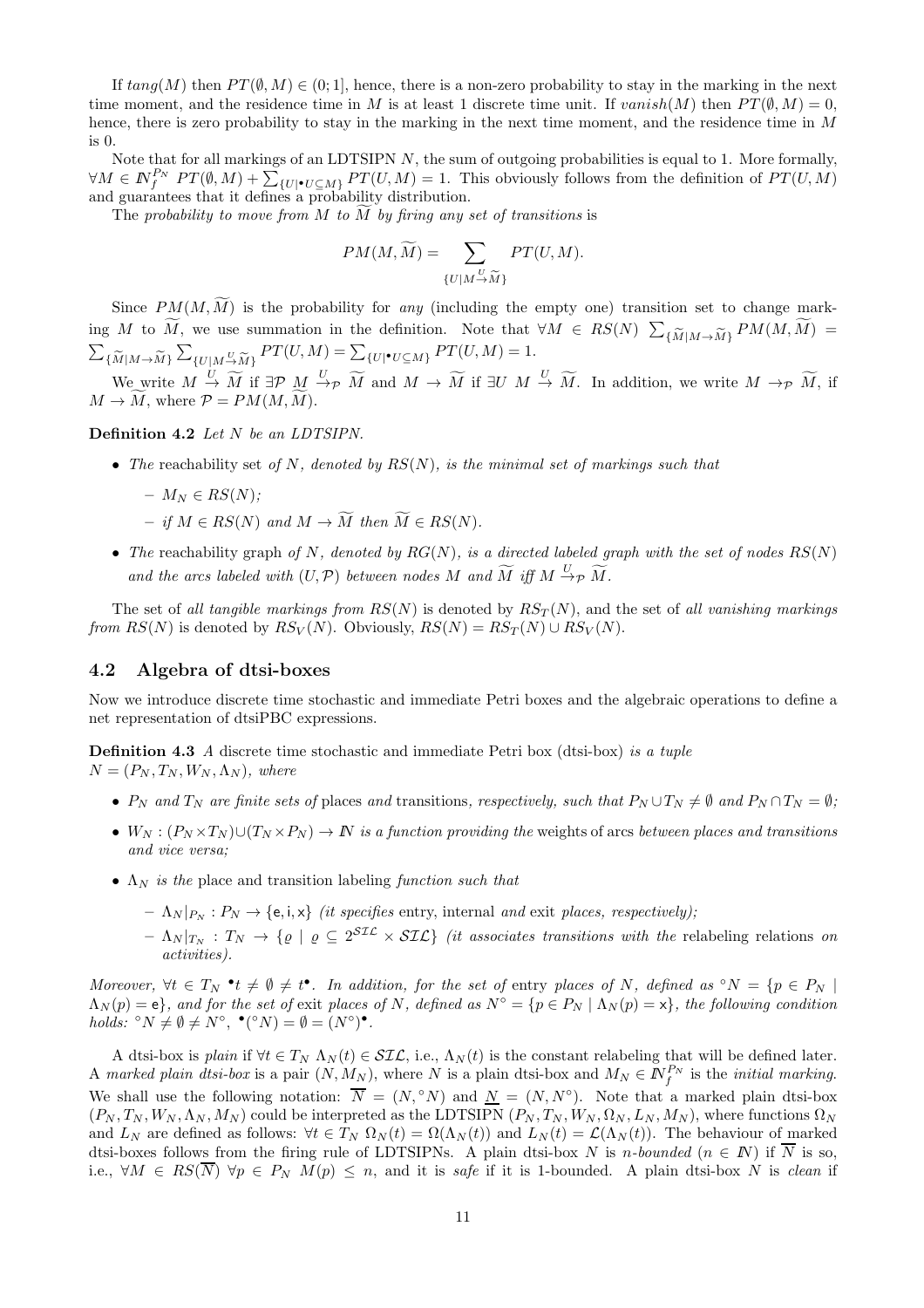If $tang(M)$ then $PT(\emptyset, M) \in (0;1]$, hence, there is a non-zero probability to stay in the marking in the next time moment, and the residence time in $M$ is at least 1 discrete time unit. If $vanish(M)$ then $PT(\emptyset, M) = 0$, hence, there is zero probability to stay in the marking in the next time moment, and the residence time in $M$ is 0.

Note that for all markings of an LDTSIPN $N$, the sum of outgoing probabilities is equal to 1. More formally, $\forall M \in I\!N_f^{P_N}\ PT(\emptyset, M) + \sum_{\{U \mid {}^\bullet U \subseteq M\}} PT(U, M) = 1$. This obviously follows from the definition of $PT(U, M)$ and guarantees that it defines a probability distribution.

The *probability to move from $M$ to $\widetilde{M}$ by firing any set of transitions* is

$$PM(M, \widetilde{M}) = \sum_{\{U \mid M \stackrel{U}{\rightarrow} \widetilde{M}\}} PT(U, M).$$

Since $PM(M, \widetilde{M})$ is the probability for *any* (including the empty one) transition set to change marking $M$ to $\widetilde{M}$, we use summation in the definition. Note that $\forall M \in RS(N)\ \sum_{\{\widetilde{M} \mid M \rightarrow \widetilde{M}\}} PM(M, \widetilde{M}) = \sum_{\{\widetilde{M} \mid M \rightarrow \widetilde{M}\}} \sum_{\{U \mid M \stackrel{U}{\rightarrow} \widetilde{M}\}} PT(U, M) = \sum_{\{U \mid {}^\bullet U \subseteq M\}} PT(U, M) = 1$.

We write $M \stackrel{U}{\rightarrow} \widetilde{M}$ if $\exists \mathcal{P}\ M \stackrel{U}{\rightarrow}_{\mathcal{P}} \widetilde{M}$ and $M \rightarrow \widetilde{M}$ if $\exists U\ M \stackrel{U}{\rightarrow} \widetilde{M}$. In addition, we write $M \rightarrow_{\mathcal{P}} \widetilde{M}$, if $M \rightarrow \widetilde{M}$, where $\mathcal{P} = PM(M, \widetilde{M})$.

**Definition 4.2** *Let $N$ be an LDTSIPN.*

- *The* reachability set *of $N$, denoted by $RS(N)$, is the minimal set of markings such that*
  - *$M_N \in RS(N)$;*
  - *if $M \in RS(N)$ and $M \rightarrow \widetilde{M}$ then $\widetilde{M} \in RS(N)$.*
- *The* reachability graph *of $N$, denoted by $RG(N)$, is a directed labeled graph with the set of nodes $RS(N)$ and the arcs labeled with $(U, \mathcal{P})$ between nodes $M$ and $\widetilde{M}$ iff $M \stackrel{U}{\rightarrow}_{\mathcal{P}} \widetilde{M}$.*

The set of *all tangible markings from $RS(N)$* is denoted by $RS_T(N)$, and the set of *all vanishing markings from $RS(N)$* is denoted by $RS_V(N)$. Obviously, $RS(N) = RS_T(N) \cup RS_V(N)$.

## 4.2 Algebra of dtsi-boxes

Now we introduce discrete time stochastic and immediate Petri boxes and the algebraic operations to define a net representation of dtsiPBC expressions.

**Definition 4.3** *A* discrete time stochastic and immediate Petri box (dtsi-box) *is a tuple $N = (P_N, T_N, W_N, \Lambda_N)$, where*

- *$P_N$ and $T_N$ are finite sets of* places *and* transitions*, respectively, such that $P_N \cup T_N \neq \emptyset$ and $P_N \cap T_N = \emptyset$;*
- *$W_N : (P_N \times T_N) \cup (T_N \times P_N) \rightarrow I\!N$ is a function providing the* weights of arcs *between places and transitions and vice versa;*
- *$\Lambda_N$ is the* place and transition labeling *function such that*
  - *$\Lambda_N|_{P_N} : P_N \rightarrow \{\mathsf{e}, \mathsf{i}, \mathsf{x}\}$ (it specifies* entry*,* internal *and* exit *places, respectively);*
  - *$\Lambda_N|_{T_N} : T_N \rightarrow \{\varrho \mid \varrho \subseteq 2^{\mathcal{SIL}} \times \mathcal{SIL}\}$ (it associates transitions with the* relabeling relations *on activities).*

*Moreover, $\forall t \in T_N\ {}^\bullet t \neq \emptyset \neq t^\bullet$. In addition, for the set of* entry *places of $N$, defined as ${}^\circ N = \{p \in P_N \mid \Lambda_N(p) = \mathsf{e}\}$, and for the set of* exit *places of $N$, defined as $N^\circ = \{p \in P_N \mid \Lambda_N(p) = \mathsf{x}\}$, the following condition holds: ${}^\circ N \neq \emptyset \neq N^\circ$, ${}^\bullet({}^\circ N) = \emptyset = (N^\circ)^\bullet$.*

A dtsi-box is *plain* if $\forall t \in T_N\ \Lambda_N(t) \in \mathcal{SIL}$, i.e., $\Lambda_N(t)$ is the constant relabeling that will be defined later. A *marked plain dtsi-box* is a pair $(N, M_N)$, where $N$ is a plain dtsi-box and $M_N \in I\!N_f^{P_N}$ is the *initial marking*. We shall use the following notation: $\overline{N} = (N, {}^\circ N)$ and $\underline{N} = (N, N^\circ)$. Note that a marked plain dtsi-box $(P_N, T_N, W_N, \Lambda_N, M_N)$ could be interpreted as the LDTSIPN $(P_N, T_N, W_N, \Omega_N, L_N, M_N)$, where functions $\Omega_N$ and $L_N$ are defined as follows: $\forall t \in T_N\ \Omega_N(t) = \Omega(\Lambda_N(t))$ and $L_N(t) = \mathcal{L}(\Lambda_N(t))$. The behaviour of marked dtsi-boxes follows from the firing rule of LDTSIPNs. A plain dtsi-box $N$ is *$n$-bounded* ($n \in I\!N$) if $\overline{N}$ is so, i.e., $\forall M \in RS(\overline{N})\ \forall p \in P_N\ M(p) \leq n$, and it is *safe* if it is 1-bounded. A plain dtsi-box $N$ is *clean* if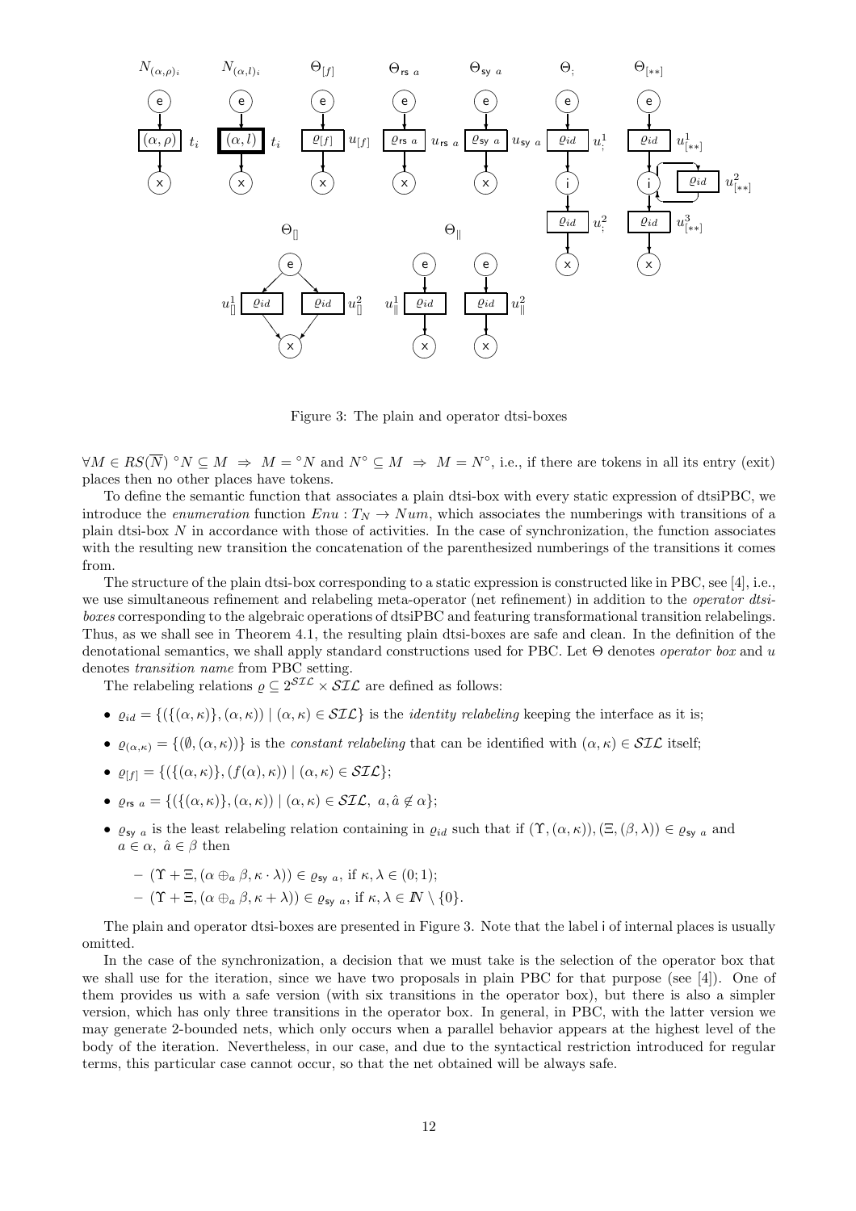Figure 3: The plain and operator dtsi-boxes

$\forall M \in RS(\overline{N})\ {}^\circ N \subseteq M \ \Rightarrow\ M = {}^\circ N$ and $N^\circ \subseteq M \ \Rightarrow\ M = N^\circ$, i.e., if there are tokens in all its entry (exit) places then no other places have tokens.

To define the semantic function that associates a plain dtsi-box with every static expression of dtsiPBC, we introduce the *enumeration* function $Enu : T_N \to Num$, which associates the numberings with transitions of a plain dtsi-box $N$ in accordance with those of activities. In the case of synchronization, the function associates with the resulting new transition the concatenation of the parenthesized numberings of the transitions it comes from.

The structure of the plain dtsi-box corresponding to a static expression is constructed like in PBC, see [4], i.e., we use simultaneous refinement and relabeling meta-operator (net refinement) in addition to the *operator dtsi-boxes* corresponding to the algebraic operations of dtsiPBC and featuring transformational transition relabelings. Thus, as we shall see in Theorem 4.1, the resulting plain dtsi-boxes are safe and clean. In the definition of the denotational semantics, we shall apply standard constructions used for PBC. Let $\Theta$ denotes *operator box* and $u$ denotes *transition name* from PBC setting.

The relabeling relations $\varrho \subseteq 2^{\mathcal{SIL}} \times \mathcal{SIL}$ are defined as follows:

- $\varrho_{id} = \{(\{(\alpha,\kappa)\},(\alpha,\kappa)) \mid (\alpha,\kappa) \in \mathcal{SIL}\}$ is the *identity relabeling* keeping the interface as it is;
- $\varrho_{(\alpha,\kappa)} = \{(\emptyset,(\alpha,\kappa))\}$ is the *constant relabeling* that can be identified with $(\alpha,\kappa) \in \mathcal{SIL}$ itself;
- $\varrho_{[f]} = \{(\{(\alpha,\kappa)\},(f(\alpha),\kappa)) \mid (\alpha,\kappa) \in \mathcal{SIL}\}$;
- $\varrho_{\mathsf{rs}\ a} = \{(\{(\alpha,\kappa)\},(\alpha,\kappa)) \mid (\alpha,\kappa) \in \mathcal{SIL},\ a, \hat{a} \notin \alpha\}$;
- $\varrho_{\mathsf{sy}\ a}$ is the least relabeling relation containing in $\varrho_{id}$ such that if $(\Upsilon,(\alpha,\kappa)),(\Xi,(\beta,\lambda)) \in \varrho_{\mathsf{sy}\ a}$ and $a \in \alpha,\ \hat{a} \in \beta$ then
  - $(\Upsilon + \Xi, (\alpha \oplus_a \beta, \kappa \cdot \lambda)) \in \varrho_{\mathsf{sy}\ a}$, if $\kappa, \lambda \in (0;1)$;
  - $(\Upsilon + \Xi, (\alpha \oplus_a \beta, \kappa + \lambda)) \in \varrho_{\mathsf{sy}\ a}$, if $\kappa, \lambda \in I\!N \setminus \{0\}$.

The plain and operator dtsi-boxes are presented in Figure 3. Note that the label $\mathsf{i}$ of internal places is usually omitted.

In the case of the synchronization, a decision that we must take is the selection of the operator box that we shall use for the iteration, since we have two proposals in plain PBC for that purpose (see [4]). One of them provides us with a safe version (with six transitions in the operator box), but there is also a simpler version, which has only three transitions in the operator box. In general, in PBC, with the latter version we may generate 2-bounded nets, which only occurs when a parallel behavior appears at the highest level of the body of the iteration. Nevertheless, in our case, and due to the syntactical restriction introduced for regular terms, this particular case cannot occur, so that the net obtained will be always safe.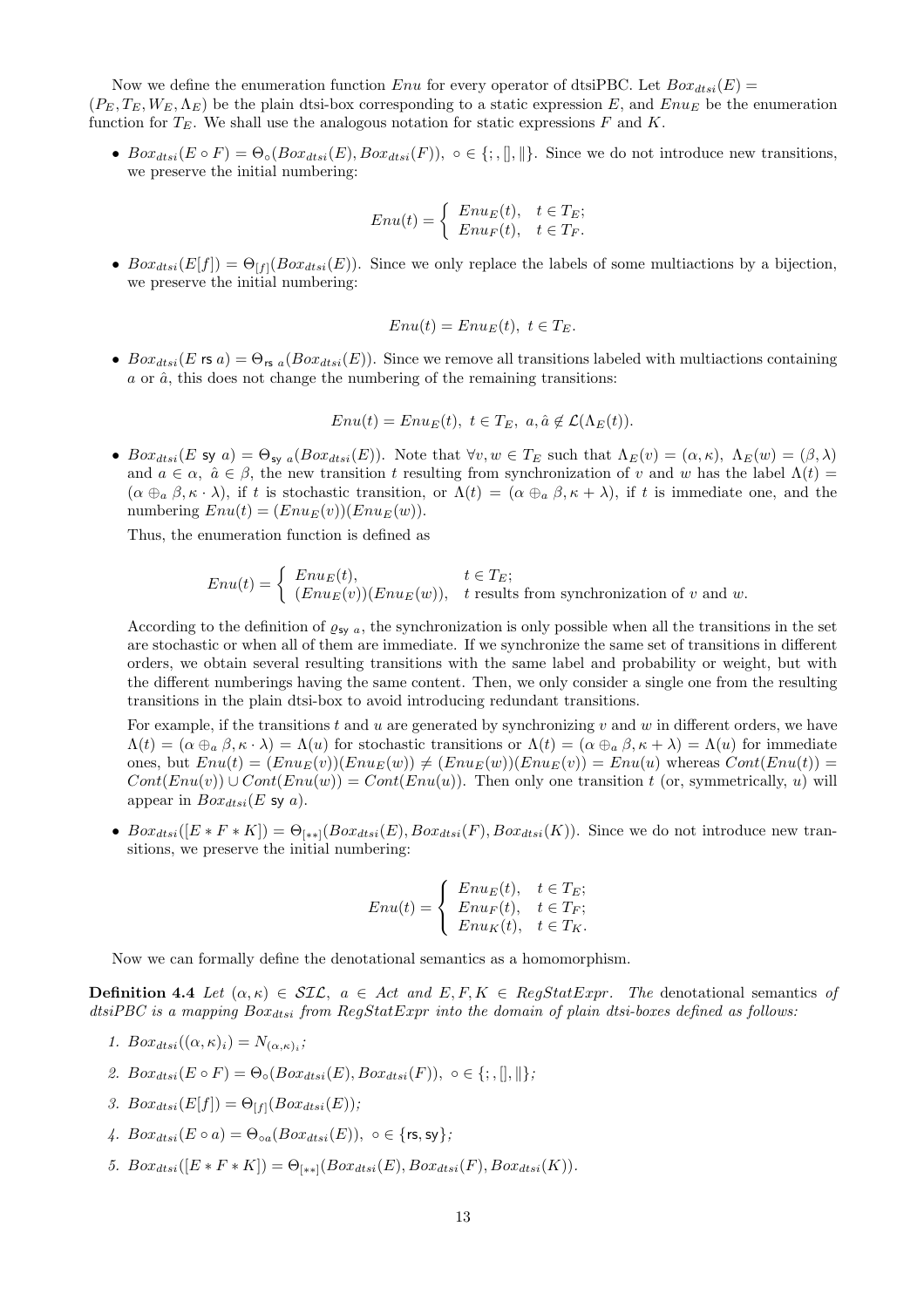Now we define the enumeration function $Enu$ for every operator of dtsiPBC. Let $Box_{dtsi}(E) = (P_E, T_E, W_E, \Lambda_E)$ be the plain dtsi-box corresponding to a static expression $E$, and $Enu_E$ be the enumeration function for $T_E$. We shall use the analogous notation for static expressions $F$ and $K$.

- $Box_{dtsi}(E \circ F) = \Theta_\circ(Box_{dtsi}(E), Box_{dtsi}(F)),\ \circ \in \{;, [], \|\}$. Since we do not introduce new transitions, we preserve the initial numbering:

$$Enu(t) = \begin{cases} Enu_E(t), & t \in T_E; \\ Enu_F(t), & t \in T_F. \end{cases}$$

- $Box_{dtsi}(E[f]) = \Theta_{[f]}(Box_{dtsi}(E))$. Since we only replace the labels of some multiactions by a bijection, we preserve the initial numbering:

$$Enu(t) = Enu_E(t),\ t \in T_E.$$

- $Box_{dtsi}(E \text{ rs } a) = \Theta_{\text{rs } a}(Box_{dtsi}(E))$. Since we remove all transitions labeled with multiactions containing $a$ or $\hat{a}$, this does not change the numbering of the remaining transitions:

$$Enu(t) = Enu_E(t),\ t \in T_E,\ a, \hat{a} \notin \mathcal{L}(\Lambda_E(t)).$$

- $Box_{dtsi}(E \text{ sy } a) = \Theta_{\text{sy } a}(Box_{dtsi}(E))$. Note that $\forall v, w \in T_E$ such that $\Lambda_E(v) = (\alpha, \kappa),\ \Lambda_E(w) = (\beta, \lambda)$ and $a \in \alpha,\ \hat{a} \in \beta$, the new transition $t$ resulting from synchronization of $v$ and $w$ has the label $\Lambda(t) = (\alpha \oplus_a \beta, \kappa \cdot \lambda)$, if $t$ is stochastic transition, or $\Lambda(t) = (\alpha \oplus_a \beta, \kappa + \lambda)$, if $t$ is immediate one, and the numbering $Enu(t) = (Enu_E(v))(Enu_E(w))$.

  Thus, the enumeration function is defined as

$$Enu(t) = \begin{cases} Enu_E(t), & t \in T_E; \\ (Enu_E(v))(Enu_E(w)), & t \text{ results from synchronization of } v \text{ and } w. \end{cases}$$

  According to the definition of $\varrho_{\text{sy } a}$, the synchronization is only possible when all the transitions in the set are stochastic or when all of them are immediate. If we synchronize the same set of transitions in different orders, we obtain several resulting transitions with the same label and probability or weight, but with the different numberings having the same content. Then, we only consider a single one from the resulting transitions in the plain dtsi-box to avoid introducing redundant transitions.

  For example, if the transitions $t$ and $u$ are generated by synchronizing $v$ and $w$ in different orders, we have $\Lambda(t) = (\alpha \oplus_a \beta, \kappa \cdot \lambda) = \Lambda(u)$ for stochastic transitions or $\Lambda(t) = (\alpha \oplus_a \beta, \kappa + \lambda) = \Lambda(u)$ for immediate ones, but $Enu(t) = (Enu_E(v))(Enu_E(w)) \neq (Enu_E(w))(Enu_E(v)) = Enu(u)$ whereas $Cont(Enu(t)) = Cont(Enu(v)) \cup Cont(Enu(w)) = Cont(Enu(u))$. Then only one transition $t$ (or, symmetrically, $u$) will appear in $Box_{dtsi}(E \text{ sy } a)$.

- $Box_{dtsi}([E * F * K]) = \Theta_{[**]}(Box_{dtsi}(E), Box_{dtsi}(F), Box_{dtsi}(K))$. Since we do not introduce new transitions, we preserve the initial numbering:

$$Enu(t) = \begin{cases} Enu_E(t), & t \in T_E; \\ Enu_F(t), & t \in T_F; \\ Enu_K(t), & t \in T_K. \end{cases}$$

Now we can formally define the denotational semantics as a homomorphism.

**Definition 4.4** *Let $(\alpha, \kappa) \in \mathcal{SIL}$, $a \in Act$ and $E, F, K \in RegStatExpr$. The* denotational semantics *of dtsiPBC is a mapping $Box_{dtsi}$ from $RegStatExpr$ into the domain of plain dtsi-boxes defined as follows:*

1. $Box_{dtsi}((\alpha, \kappa)_\iota) = N_{(\alpha,\kappa)_\iota}$;
2. $Box_{dtsi}(E \circ F) = \Theta_\circ(Box_{dtsi}(E), Box_{dtsi}(F)),\ \circ \in \{;, [], \|\}$;
3. $Box_{dtsi}(E[f]) = \Theta_{[f]}(Box_{dtsi}(E))$;
4. $Box_{dtsi}(E \circ a) = \Theta_{\circ a}(Box_{dtsi}(E)),\ \circ \in \{\text{rs}, \text{sy}\}$;
5. $Box_{dtsi}([E * F * K]) = \Theta_{[**]}(Box_{dtsi}(E), Box_{dtsi}(F), Box_{dtsi}(K))$.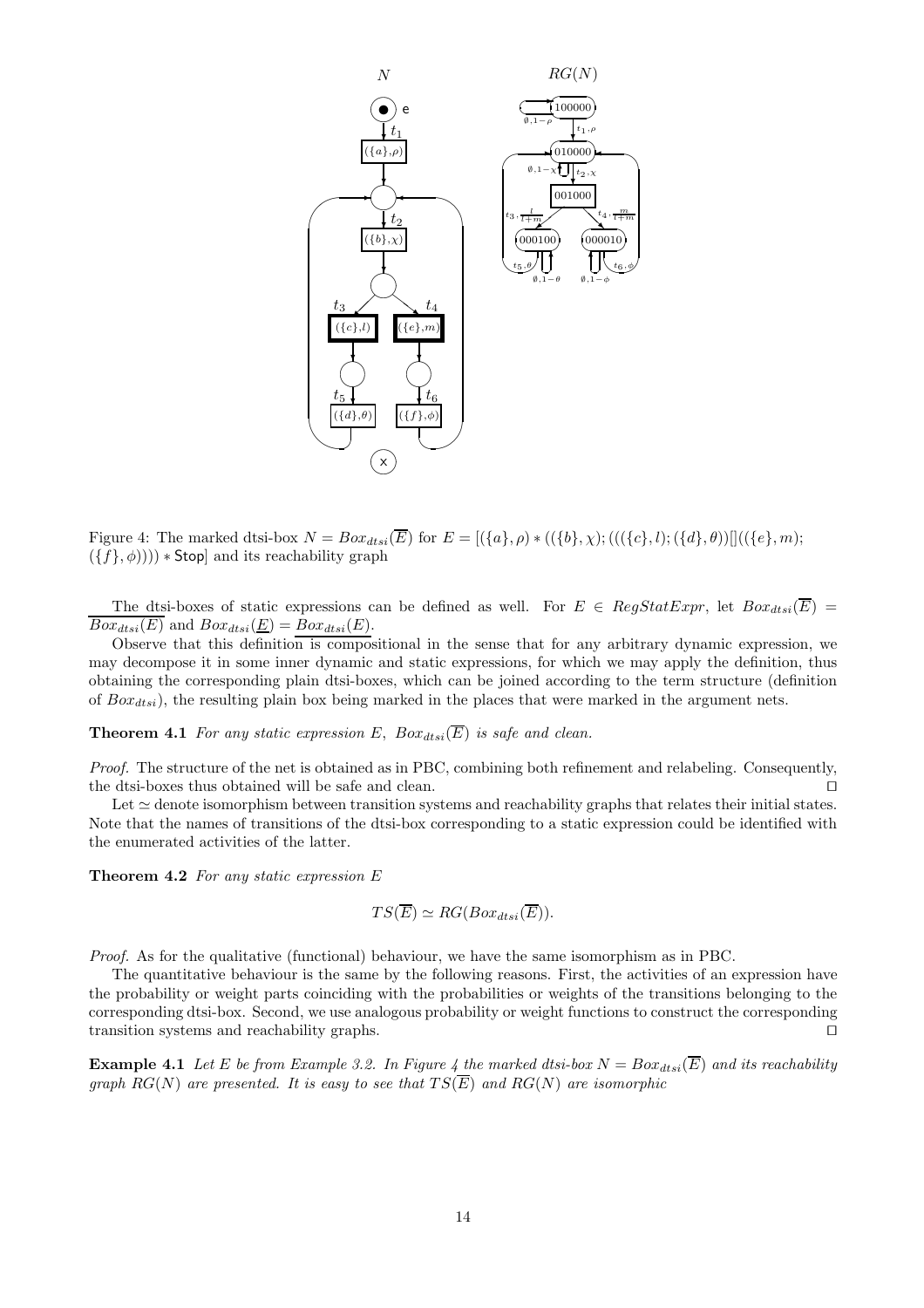Figure 4: The marked dtsi-box $N = Box_{dtsi}(\overline{E})$ for $E = [(\{a\},\rho) * ((\{b\},\chi);(((\{c\},l);(\{d\},\theta))[]((\{e\},m);(\{f\},\phi)))) * \mathsf{Stop}]$ and its reachability graph

The dtsi-boxes of static expressions can be defined as well. For $E \in RegStatExpr$, let $Box_{dtsi}(\overline{E}) = \overline{Box_{dtsi}(E)}$ and $Box_{dtsi}(\underline{E}) = \underline{Box_{dtsi}(E)}$.

Observe that this definition is compositional in the sense that for any arbitrary dynamic expression, we may decompose it in some inner dynamic and static expressions, for which we may apply the definition, thus obtaining the corresponding plain dtsi-boxes, which can be joined according to the term structure (definition of $Box_{dtsi}$), the resulting plain box being marked in the places that were marked in the argument nets.

**Theorem 4.1** *For any static expression $E$, $Box_{dtsi}(\overline{E})$ is safe and clean.*

*Proof.* The structure of the net is obtained as in PBC, combining both refinement and relabeling. Consequently, the dtsi-boxes thus obtained will be safe and clean. ⊓⊔

Let $\simeq$ denote isomorphism between transition systems and reachability graphs that relates their initial states. Note that the names of transitions of the dtsi-box corresponding to a static expression could be identified with the enumerated activities of the latter.

**Theorem 4.2** *For any static expression $E$*

$$TS(\overline{E}) \simeq RG(Box_{dtsi}(\overline{E})).$$

*Proof.* As for the qualitative (functional) behaviour, we have the same isomorphism as in PBC.

The quantitative behaviour is the same by the following reasons. First, the activities of an expression have the probability or weight parts coinciding with the probabilities or weights of the transitions belonging to the corresponding dtsi-box. Second, we use analogous probability or weight functions to construct the corresponding transition systems and reachability graphs. ⊓⊔

**Example 4.1** *Let $E$ be from Example 3.2. In Figure 4 the marked dtsi-box $N = Box_{dtsi}(\overline{E})$ and its reachability graph $RG(N)$ are presented. It is easy to see that $TS(\overline{E})$ and $RG(N)$ are isomorphic*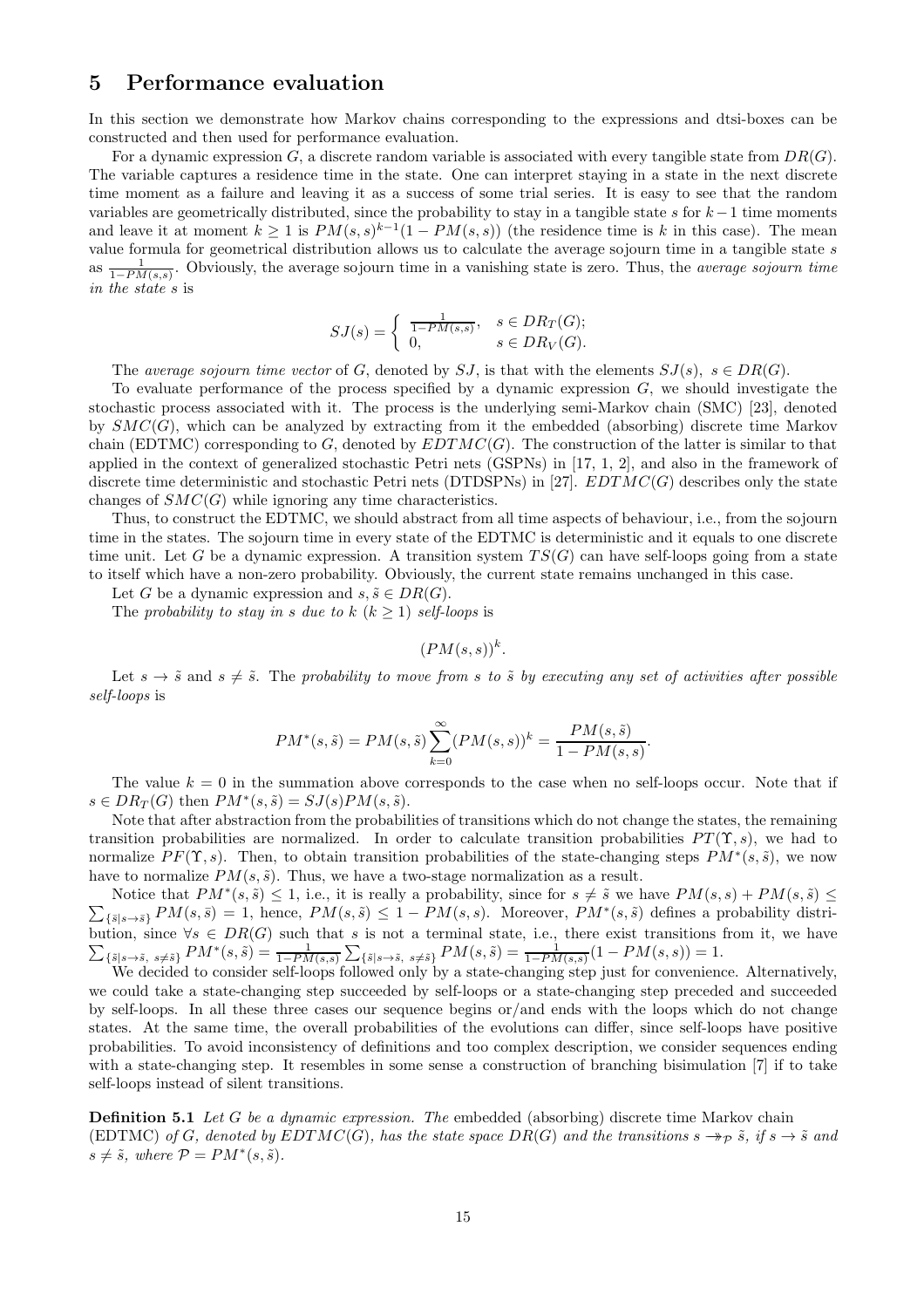## 5 Performance evaluation

In this section we demonstrate how Markov chains corresponding to the expressions and dtsi-boxes can be constructed and then used for performance evaluation.

For a dynamic expression $G$, a discrete random variable is associated with every tangible state from $DR(G)$. The variable captures a residence time in the state. One can interpret staying in a state in the next discrete time moment as a failure and leaving it as a success of some trial series. It is easy to see that the random variables are geometrically distributed, since the probability to stay in a tangible state $s$ for $k-1$ time moments and leave it at moment $k \geq 1$ is $PM(s,s)^{k-1}(1-PM(s,s))$ (the residence time is $k$ in this case). The mean value formula for geometrical distribution allows us to calculate the average sojourn time in a tangible state $s$ as $\frac{1}{1-PM(s,s)}$. Obviously, the average sojourn time in a vanishing state is zero. Thus, the *average sojourn time in the state* $s$ is

$$SJ(s) = \begin{cases} \frac{1}{1-PM(s,s)}, & s \in DR_T(G); \\ 0, & s \in DR_V(G). \end{cases}$$

The *average sojourn time vector* of $G$, denoted by $SJ$, is that with the elements $SJ(s),\ s \in DR(G)$.

To evaluate performance of the process specified by a dynamic expression $G$, we should investigate the stochastic process associated with it. The process is the underlying semi-Markov chain (SMC) [23], denoted by $SMC(G)$, which can be analyzed by extracting from it the embedded (absorbing) discrete time Markov chain (EDTMC) corresponding to $G$, denoted by $EDTMC(G)$. The construction of the latter is similar to that applied in the context of generalized stochastic Petri nets (GSPNs) in [17, 1, 2], and also in the framework of discrete time deterministic and stochastic Petri nets (DTDSPNs) in [27]. $EDTMC(G)$ describes only the state changes of $SMC(G)$ while ignoring any time characteristics.

Thus, to construct the EDTMC, we should abstract from all time aspects of behaviour, i.e., from the sojourn time in the states. The sojourn time in every state of the EDTMC is deterministic and it equals to one discrete time unit. Let $G$ be a dynamic expression. A transition system $TS(G)$ can have self-loops going from a state to itself which have a non-zero probability. Obviously, the current state remains unchanged in this case.

Let $G$ be a dynamic expression and $s, \tilde{s} \in DR(G)$.

The *probability to stay in* $s$ *due to* $k$ ($k \geq 1$) *self-loops* is

$$(PM(s,s))^k.$$

Let $s \to \tilde{s}$ and $s \neq \tilde{s}$. The *probability to move from* $s$ *to* $\tilde{s}$ *by executing any set of activities after possible self-loops* is

$$PM^*(s,\tilde{s}) = PM(s,\tilde{s}) \sum_{k=0}^{\infty} (PM(s,s))^k = \frac{PM(s,\tilde{s})}{1-PM(s,s)}.$$

The value $k=0$ in the summation above corresponds to the case when no self-loops occur. Note that if $s \in DR_T(G)$ then $PM^*(s,\tilde{s}) = SJ(s)PM(s,\tilde{s})$.

Note that after abstraction from the probabilities of transitions which do not change the states, the remaining transition probabilities are normalized. In order to calculate transition probabilities $PT(\Upsilon, s)$, we had to normalize $PF(\Upsilon, s)$. Then, to obtain transition probabilities of the state-changing steps $PM^*(s,\tilde{s})$, we now have to normalize $PM(s,\tilde{s})$. Thus, we have a two-stage normalization as a result.

Notice that $PM^*(s,\tilde{s}) \leq 1$, i.e., it is really a probability, since for $s \neq \tilde{s}$ we have $PM(s,s) + PM(s,\tilde{s}) \leq \sum_{\{\bar{s}|s \to \bar{s}\}} PM(s,\bar{s}) = 1$, hence, $PM(s,\tilde{s}) \leq 1 - PM(s,s)$. Moreover, $PM^*(s,\tilde{s})$ defines a probability distribution, since $\forall s \in DR(G)$ such that $s$ is not a terminal state, i.e., there exist transitions from it, we have $\sum_{\{\tilde{s}|s \to \tilde{s},\ s \neq \tilde{s}\}} PM^*(s,\tilde{s}) = \frac{1}{1-PM(s,s)} \sum_{\{\tilde{s}|s \to \tilde{s},\ s \neq \tilde{s}\}} PM(s,\tilde{s}) = \frac{1}{1-PM(s,s)}(1-PM(s,s)) = 1$.

We decided to consider self-loops followed only by a state-changing step just for convenience. Alternatively, we could take a state-changing step succeeded by self-loops or a state-changing step preceded and succeeded by self-loops. In all these three cases our sequence begins or/and ends with the loops which do not change states. At the same time, the overall probabilities of the evolutions can differ, since self-loops have positive probabilities. To avoid inconsistency of definitions and too complex description, we consider sequences ending with a state-changing step. It resembles in some sense a construction of branching bisimulation [7] if to take self-loops instead of silent transitions.

**Definition 5.1** *Let* $G$ *be a dynamic expression. The* embedded (absorbing) discrete time Markov chain (EDTMC) *of* $G$*, denoted by* $EDTMC(G)$*, has the state space* $DR(G)$ *and the transitions* $s \twoheadrightarrow_{\mathcal{P}} \tilde{s}$*, if* $s \to \tilde{s}$ *and* $s \neq \tilde{s}$*, where* $\mathcal{P} = PM^*(s,\tilde{s})$.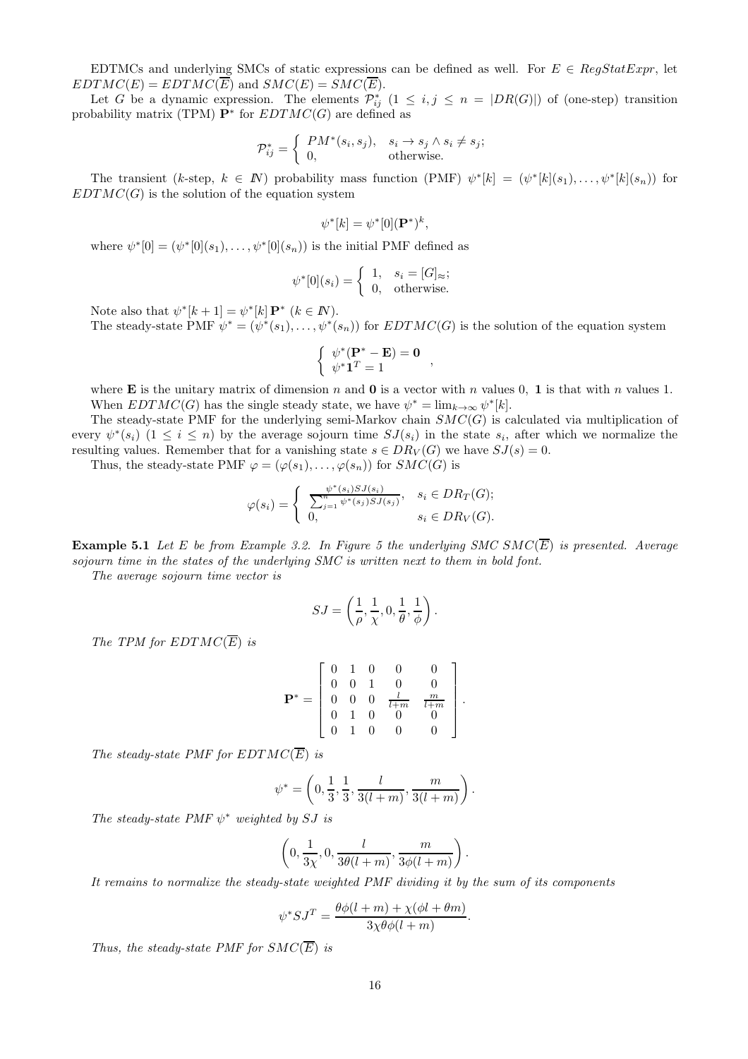EDTMCs and underlying SMCs of static expressions can be defined as well. For $E \in RegStatExpr$, let $EDTMC(E) = EDTMC(\overline{E})$ and $SMC(E) = SMC(\overline{E})$.

Let $G$ be a dynamic expression. The elements $\mathcal{P}^*_{ij}$ $(1 \leq i, j \leq n = |DR(G)|)$ of (one-step) transition probability matrix (TPM) $\mathbf{P}^*$ for $EDTMC(G)$ are defined as

$$\mathcal{P}^*_{ij} = \begin{cases} PM^*(s_i, s_j), & s_i \to s_j \wedge s_i \neq s_j; \\ 0, & \text{otherwise.} \end{cases}$$

The transient ($k$-step, $k \in I\!N$) probability mass function (PMF) $\psi^*[k] = (\psi^*[k](s_1), \ldots, \psi^*[k](s_n))$ for $EDTMC(G)$ is the solution of the equation system

$$\psi^*[k] = \psi^*[0](\mathbf{P}^*)^k,$$

where $\psi^*[0] = (\psi^*[0](s_1), \ldots, \psi^*[0](s_n))$ is the initial PMF defined as

$$\psi^*[0](s_i) = \begin{cases} 1, & s_i = [G]_\approx; \\ 0, & \text{otherwise.} \end{cases}$$

Note also that $\psi^*[k+1] = \psi^*[k]\,\mathbf{P}^*$ $(k \in I\!N)$.

The steady-state PMF $\psi^* = (\psi^*(s_1), \ldots, \psi^*(s_n))$ for $EDTMC(G)$ is the solution of the equation system

$$\begin{cases} \psi^*(\mathbf{P}^* - \mathbf{E}) = \mathbf{0} \\ \psi^* \mathbf{1}^T = 1 \end{cases},$$

where $\mathbf{E}$ is the unitary matrix of dimension $n$ and $\mathbf{0}$ is a vector with $n$ values 0, $\mathbf{1}$ is that with $n$ values 1.

When $EDTMC(G)$ has the single steady state, we have $\psi^* = \lim_{k\to\infty} \psi^*[k]$.

The steady-state PMF for the underlying semi-Markov chain $SMC(G)$ is calculated via multiplication of every $\psi^*(s_i)$ $(1 \leq i \leq n)$ by the average sojourn time $SJ(s_i)$ in the state $s_i$, after which we normalize the resulting values. Remember that for a vanishing state $s \in DR_V(G)$ we have $SJ(s) = 0$.

Thus, the steady-state PMF $\varphi = (\varphi(s_1), \ldots, \varphi(s_n))$ for $SMC(G)$ is

$$\varphi(s_i) = \begin{cases} \frac{\psi^*(s_i)SJ(s_i)}{\sum_{j=1}^n \psi^*(s_j)SJ(s_j)}, & s_i \in DR_T(G); \\ 0, & s_i \in DR_V(G). \end{cases}$$

**Example 5.1** *Let $E$ be from Example 3.2. In Figure 5 the underlying SMC $SMC(\overline{E})$ is presented. Average sojourn time in the states of the underlying SMC is written next to them in bold font.*

*The average sojourn time vector is*

$$SJ = \left(\frac{1}{\rho}, \frac{1}{\chi}, 0, \frac{1}{\theta}, \frac{1}{\phi}\right).$$

*The TPM for $EDTMC(\overline{E})$ is*

$$\mathbf{P}^* = \begin{bmatrix} 0 & 1 & 0 & 0 & 0 \\ 0 & 0 & 1 & 0 & 0 \\ 0 & 0 & 0 & \frac{l}{l+m} & \frac{m}{l+m} \\ 0 & 1 & 0 & 0 & 0 \\ 0 & 1 & 0 & 0 & 0 \end{bmatrix}.$$

*The steady-state PMF for $EDTMC(\overline{E})$ is*

$$\psi^* = \left(0, \frac{1}{3}, \frac{1}{3}, \frac{l}{3(l+m)}, \frac{m}{3(l+m)}\right).$$

*The steady-state PMF $\psi^*$ weighted by $SJ$ is*

$$\left(0, \frac{1}{3\chi}, 0, \frac{l}{3\theta(l+m)}, \frac{m}{3\phi(l+m)}\right).$$

*It remains to normalize the steady-state weighted PMF dividing it by the sum of its components*

$$\psi^* SJ^T = \frac{\theta\phi(l+m) + \chi(\phi l + \theta m)}{3\chi\theta\phi(l+m)}.$$

*Thus, the steady-state PMF for $SMC(\overline{E})$ is*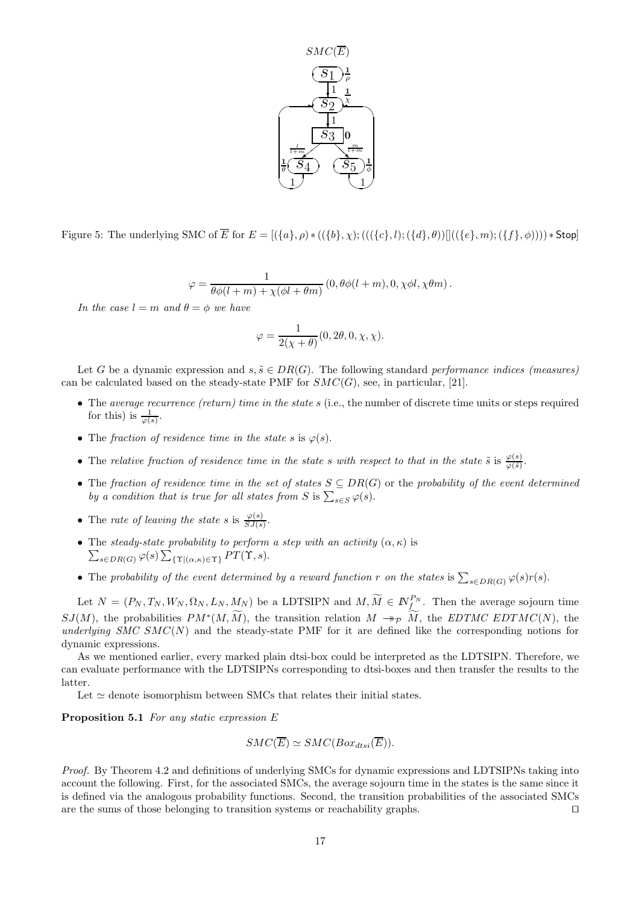Figure 5: The underlying SMC of $\overline{E}$ for $E = [(\{a\},\rho) * ((\{b\},\chi); (((\{c\},l); (\{d\},\theta))[]((\{e\},m); (\{f\},\phi)))) * \mathsf{Stop}]$

$$\varphi = \frac{1}{\theta\phi(l+m) + \chi(\phi l + \theta m)} \left(0, \theta\phi(l+m), 0, \chi\phi l, \chi\theta m\right).$$

*In the case $l = m$ and $\theta = \phi$ we have*

$$\varphi = \frac{1}{2(\chi+\theta)}(0, 2\theta, 0, \chi, \chi).$$

Let $G$ be a dynamic expression and $s, \tilde{s} \in DR(G)$. The following standard *performance indices (measures)* can be calculated based on the steady-state PMF for $SMC(G)$, see, in particular, [21].

- The *average recurrence (return) time in the state* $s$ (i.e., the number of discrete time units or steps required for this) is $\frac{1}{\varphi(s)}$.
- The *fraction of residence time in the state* $s$ is $\varphi(s)$.
- The *relative fraction of residence time in the state* $s$ *with respect to that in the state* $\tilde{s}$ is $\frac{\varphi(s)}{\varphi(\tilde{s})}$.
- The *fraction of residence time in the set of states* $S \subseteq DR(G)$ or the *probability of the event determined by a condition that is true for all states from* $S$ is $\sum_{s \in S} \varphi(s)$.
- The *rate of leaving the state* $s$ is $\frac{\varphi(s)}{SJ(s)}$.
- The *steady-state probability to perform a step with an activity* $(\alpha, \kappa)$ is $\sum_{s \in DR(G)} \varphi(s) \sum_{\{\Upsilon | (\alpha,\kappa) \in \Upsilon\}} PT(\Upsilon, s)$.
- The *probability of the event determined by a reward function* $r$ *on the states* is $\sum_{s \in DR(G)} \varphi(s) r(s)$.

Let $N = (P_N, T_N, W_N, \Omega_N, L_N, M_N)$ be a LDTSIPN and $M, \widetilde{M} \in I\!N_{f}^{P_N}$. Then the average sojourn time $SJ(M)$, the probabilities $PM^*(M, \widetilde{M})$, the transition relation $M \twoheadrightarrow_{\mathcal{P}} \widetilde{M}$, the *EDTMC* $EDTMC(N)$, the *underlying SMC* $SMC(N)$ and the steady-state PMF for it are defined like the corresponding notions for dynamic expressions.

As we mentioned earlier, every marked plain dtsi-box could be interpreted as the LDTSIPN. Therefore, we can evaluate performance with the LDTSIPNs corresponding to dtsi-boxes and then transfer the results to the latter.

Let $\simeq$ denote isomorphism between SMCs that relates their initial states.

**Proposition 5.1** *For any static expression* $E$

$$SMC(\overline{E}) \simeq SMC(Box_{dtsi}(\overline{E})).$$

*Proof.* By Theorem 4.2 and definitions of underlying SMCs for dynamic expressions and LDTSIPNs taking into account the following. First, for the associated SMCs, the average sojourn time in the states is the same since it is defined via the analogous probability functions. Second, the transition probabilities of the associated SMCs are the sums of those belonging to transition systems or reachability graphs. $\square$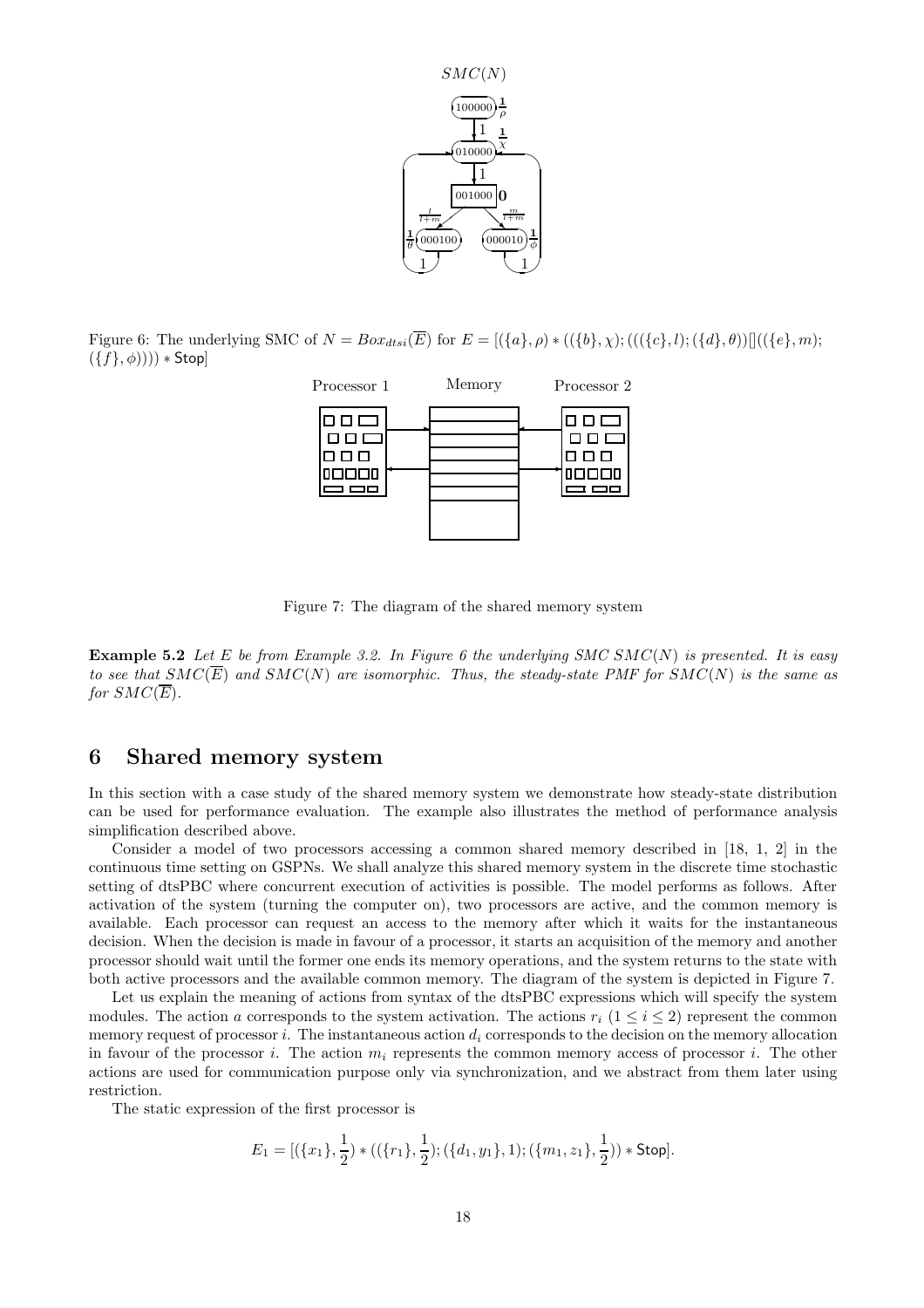Figure 6: The underlying SMC of $N = Box_{dtsi}(\overline{E})$ for $E = [(\{a\}, \rho) * ((\{b\}, \chi); (((\{c\}, l); (\{d\}, \theta))[]((\{e\}, m); (\{f\}, \phi)))) * \mathsf{Stop}]$

Figure 7: The diagram of the shared memory system

**Example 5.2** *Let $E$ be from Example 3.2. In Figure 6 the underlying SMC $SMC(N)$ is presented. It is easy to see that $SMC(\overline{E})$ and $SMC(N)$ are isomorphic. Thus, the steady-state PMF for $SMC(N)$ is the same as for $SMC(\overline{E})$.*

## 6 Shared memory system

In this section with a case study of the shared memory system we demonstrate how steady-state distribution can be used for performance evaluation. The example also illustrates the method of performance analysis simplification described above.

Consider a model of two processors accessing a common shared memory described in [18, 1, 2] in the continuous time setting on GSPNs. We shall analyze this shared memory system in the discrete time stochastic setting of dtsPBC where concurrent execution of activities is possible. The model performs as follows. After activation of the system (turning the computer on), two processors are active, and the common memory is available. Each processor can request an access to the memory after which it waits for the instantaneous decision. When the decision is made in favour of a processor, it starts an acquisition of the memory and another processor should wait until the former one ends its memory operations, and the system returns to the state with both active processors and the available common memory. The diagram of the system is depicted in Figure 7.

Let us explain the meaning of actions from syntax of the dtsPBC expressions which will specify the system modules. The action $a$ corresponds to the system activation. The actions $r_i$ $(1 \leq i \leq 2)$ represent the common memory request of processor $i$. The instantaneous action $d_i$ corresponds to the decision on the memory allocation in favour of the processor $i$. The action $m_i$ represents the common memory access of processor $i$. The other actions are used for communication purpose only via synchronization, and we abstract from them later using restriction.

The static expression of the first processor is

$$E_1 = [(\{x_1\}, \frac{1}{2}) * ((\{r_1\}, \frac{1}{2}); (\{d_1, y_1\}, 1); (\{m_1, z_1\}, \frac{1}{2})) * \mathsf{Stop}].$$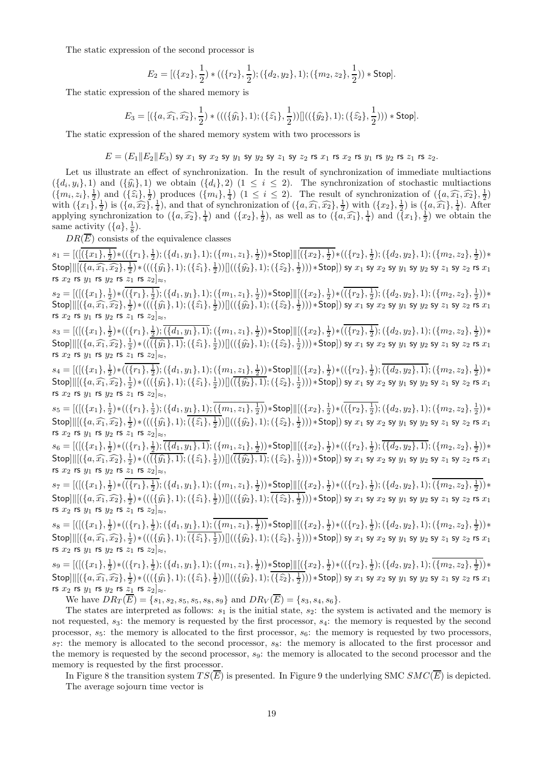The static expression of the second processor is

$$E_2 = [(\{x_2\}, \frac{1}{2}) * ((\{r_2\}, \frac{1}{2}); (\{d_2, y_2\}, 1); (\{m_2, z_2\}, \frac{1}{2})) * \mathsf{Stop}].$$

The static expression of the shared memory is

$$E_3 = [(\{a, \widehat{x_1}, \widehat{x_2}\}, \frac{1}{2}) * (((\{\widehat{y_1}\}, 1); (\{\widehat{z_1}\}, \frac{1}{2}))[](((\{\widehat{y_2}\}, 1); (\{\widehat{z_2}\}, \frac{1}{2}))) * \mathsf{Stop}].$$

The static expression of the shared memory system with two processors is

$$E = (E_1 \| E_2 \| E_3) \ \mathsf{sy}\ x_1\ \mathsf{sy}\ x_2\ \mathsf{sy}\ y_1\ \mathsf{sy}\ y_2\ \mathsf{sy}\ z_1\ \mathsf{sy}\ z_2\ \mathsf{rs}\ x_1\ \mathsf{rs}\ x_2\ \mathsf{rs}\ y_1\ \mathsf{rs}\ y_2\ \mathsf{rs}\ z_1\ \mathsf{rs}\ z_2.$$

Let us illustrate an effect of synchronization. In the result of synchronization of immediate multiactions $(\{d_i, y_i\}, 1)$ and $(\{\widehat{y_i}\}, 1)$ we obtain $(\{d_i\}, 2)$ $(1 \le i \le 2)$. The synchronization of stochastic multiactions $(\{m_i, z_i\}, \frac{1}{2})$ and $(\{\widehat{z_i}\}, \frac{1}{2})$ produces $(\{m_i\}, \frac{1}{4})$ $(1 \le i \le 2)$. The result of synchronization of $(\{a, \widehat{x_1}, \widehat{x_2}\}, \frac{1}{2})$ with $(\{x_1\}, \frac{1}{2})$ is $(\{a, \widehat{x_2}\}, \frac{1}{4})$, and that of synchronization of $(\{a, \widehat{x_1}, \widehat{x_2}\}, \frac{1}{2})$ with $(\{x_2\}, \frac{1}{2})$ is $(\{a, \widehat{x_1}\}, \frac{1}{4})$. After applying synchronization to $(\{a, \widehat{x_2}\}, \frac{1}{4})$ and $(\{x_2\}, \frac{1}{2})$, as well as to $(\{a, \widehat{x_1}\}, \frac{1}{4})$ and $(\{x_1\}, \frac{1}{2})$ we obtain the same activity $(\{a\}, \frac{1}{8})$.

$DR(\overline{E})$ consists of the equivalence classes

$s_1 = [([\overline{[(\{x_1\}, \frac{1}{2})}*((\{r_1\}, \frac{1}{2}); (\{d_1, y_1\}, 1); (\{m_1, z_1\}, \frac{1}{2}))*\mathsf{Stop}]\|\overline{[(\{x_2\}, \frac{1}{2})}*((\{r_2\}, \frac{1}{2}); (\{d_2, y_2\}, 1); (\{m_2, z_2\}, \frac{1}{2}))*\mathsf{Stop}]\|\overline{[(\{a, \widehat{x_1}, \widehat{x_2}\}, \frac{1}{2})}*(((\{\widehat{y_1}\}, 1); (\{\widehat{z_1}\}, \frac{1}{2}))[](((\{\widehat{y_2}\}, 1); (\{\widehat{z_2}\}, \frac{1}{2})))*\mathsf{Stop}])\ \mathsf{sy}\ x_1\ \mathsf{sy}\ x_2\ \mathsf{sy}\ y_1\ \mathsf{sy}\ y_2\ \mathsf{sy}\ z_1\ \mathsf{sy}\ z_2\ \mathsf{rs}\ x_1\ \mathsf{rs}\ x_2\ \mathsf{rs}\ y_1\ \mathsf{rs}\ y_2\ \mathsf{rs}\ z_1\ \mathsf{rs}\ z_2]_\approx$,

$s_2 = [([[(\{x_1\}, \frac{1}{2})*\overline{((\{r_1\}, \frac{1}{2})}; (\{d_1, y_1\}, 1); (\{m_1, z_1\}, \frac{1}{2}))*\mathsf{Stop}]\|[(\{x_2\}, \frac{1}{2})*\overline{((\{r_2\}, \frac{1}{2})}; (\{d_2, y_2\}, 1); (\{m_2, z_2\}, \frac{1}{2}))*\mathsf{Stop}]\|[(\{a, \widehat{x_1}, \widehat{x_2}\}, \frac{1}{2})*(((\{\widehat{y_1}\}, 1); (\{\widehat{z_1}\}, \frac{1}{2}))[](((\{\widehat{y_2}\}, 1); (\{\widehat{z_2}\}, \frac{1}{2})))*\mathsf{Stop}])\ \mathsf{sy}\ x_1\ \mathsf{sy}\ x_2\ \mathsf{sy}\ y_1\ \mathsf{sy}\ y_2\ \mathsf{sy}\ z_1\ \mathsf{sy}\ z_2\ \mathsf{rs}\ x_1\ \mathsf{rs}\ x_2\ \mathsf{rs}\ y_1\ \mathsf{rs}\ y_2\ \mathsf{rs}\ z_1\ \mathsf{rs}\ z_2]_\approx$,

$s_3 = [([[(\{x_1\}, \frac{1}{2})*((\{r_1\}, \frac{1}{2}); \overline{(\{d_1, y_1\}, 1)}; (\{m_1, z_1\}, \frac{1}{2}))*\mathsf{Stop}]\|[(\{x_2\}, \frac{1}{2})*\overline{((\{r_2\}, \frac{1}{2})}; (\{d_2, y_2\}, 1); (\{m_2, z_2\}, \frac{1}{2}))*\mathsf{Stop}]\|[(\{a, \widehat{x_1}, \widehat{x_2}\}, \frac{1}{2})*(\overline{((\{\widehat{y_1}\}, 1)}; (\{\widehat{z_1}\}, \frac{1}{2}))[](((\{\widehat{y_2}\}, 1); (\{\widehat{z_2}\}, \frac{1}{2})))*\mathsf{Stop}])\ \mathsf{sy}\ x_1\ \mathsf{sy}\ x_2\ \mathsf{sy}\ y_1\ \mathsf{sy}\ y_2\ \mathsf{sy}\ z_1\ \mathsf{sy}\ z_2\ \mathsf{rs}\ x_1\ \mathsf{rs}\ x_2\ \mathsf{rs}\ y_1\ \mathsf{rs}\ y_2\ \mathsf{rs}\ z_1\ \mathsf{rs}\ z_2]_\approx$,

$s_4 = [([[(\{x_1\}, \frac{1}{2})*\overline{((\{r_1\}, \frac{1}{2})}; (\{d_1, y_1\}, 1); (\{m_1, z_1\}, \frac{1}{2}))*\mathsf{Stop}]\|[(\{x_2\}, \frac{1}{2})*((\{r_2\}, \frac{1}{2}); \overline{(\{d_2, y_2\}, 1)}; (\{m_2, z_2\}, \frac{1}{2}))*\mathsf{Stop}]\|[(\{a, \widehat{x_1}, \widehat{x_2}\}, \frac{1}{2})*(((\{\widehat{y_1}\}, 1); (\{\widehat{z_1}\}, \frac{1}{2}))[](\overline{((\{\widehat{y_2}\}, 1)}; (\{\widehat{z_2}\}, \frac{1}{2})))*\mathsf{Stop}])\ \mathsf{sy}\ x_1\ \mathsf{sy}\ x_2\ \mathsf{sy}\ y_1\ \mathsf{sy}\ y_2\ \mathsf{sy}\ z_1\ \mathsf{sy}\ z_2\ \mathsf{rs}\ x_1\ \mathsf{rs}\ x_2\ \mathsf{rs}\ y_1\ \mathsf{rs}\ y_2\ \mathsf{rs}\ z_1\ \mathsf{rs}\ z_2]_\approx$,

$s_5 = [([[(\{x_1\}, \frac{1}{2})*((\{r_1\}, \frac{1}{2}); (\{d_1, y_1\}, 1); \overline{(\{m_1, z_1\}, \frac{1}{2}))}*\mathsf{Stop}]\|[(\{x_2\}, \frac{1}{2})*\overline{((\{r_2\}, \frac{1}{2})}; (\{d_2, y_2\}, 1); (\{m_2, z_2\}, \frac{1}{2}))*\mathsf{Stop}]\|[(\{a, \widehat{x_1}, \widehat{x_2}\}, \frac{1}{2})*(((\{\widehat{y_1}\}, 1); \overline{(\{\widehat{z_1}\}, \frac{1}{2}))}[](((\{\widehat{y_2}\}, 1); (\{\widehat{z_2}\}, \frac{1}{2})))*\mathsf{Stop}])\ \mathsf{sy}\ x_1\ \mathsf{sy}\ x_2\ \mathsf{sy}\ y_1\ \mathsf{sy}\ y_2\ \mathsf{sy}\ z_1\ \mathsf{sy}\ z_2\ \mathsf{rs}\ x_1\ \mathsf{rs}\ x_2\ \mathsf{rs}\ y_1\ \mathsf{rs}\ y_2\ \mathsf{rs}\ z_1\ \mathsf{rs}\ z_2]_\approx$,

$s_6 = [([[(\{x_1\}, \frac{1}{2})*((\{r_1\}, \frac{1}{2}); \overline{(\{d_1, y_1\}, 1)}; (\{m_1, z_1\}, \frac{1}{2}))*\mathsf{Stop}]\|[(\{x_2\}, \frac{1}{2})*((\{r_2\}, \frac{1}{2}); \overline{(\{d_2, y_2\}, 1)}; (\{m_2, z_2\}, \frac{1}{2}))*\mathsf{Stop}]\|[(\{a, \widehat{x_1}, \widehat{x_2}\}, \frac{1}{2})*(\overline{((\{\widehat{y_1}\}, 1)}; (\{\widehat{z_1}\}, \frac{1}{2}))[](\overline{((\{\widehat{y_2}\}, 1)}; (\{\widehat{z_2}\}, \frac{1}{2})))*\mathsf{Stop}])\ \mathsf{sy}\ x_1\ \mathsf{sy}\ x_2\ \mathsf{sy}\ y_1\ \mathsf{sy}\ y_2\ \mathsf{sy}\ z_1\ \mathsf{sy}\ z_2\ \mathsf{rs}\ x_1\ \mathsf{rs}\ x_2\ \mathsf{rs}\ y_1\ \mathsf{rs}\ y_2\ \mathsf{rs}\ z_1\ \mathsf{rs}\ z_2]_\approx$,

$s_7 = [([[(\{x_1\}, \frac{1}{2})*\overline{((\{r_1\}, \frac{1}{2})}; (\{d_1, y_1\}, 1); (\{m_1, z_1\}, \frac{1}{2}))*\mathsf{Stop}]\|[(\{x_2\}, \frac{1}{2})*((\{r_2\}, \frac{1}{2}); (\{d_2, y_2\}, 1); \overline{(\{m_2, z_2\}, \frac{1}{2}))}*\mathsf{Stop}]\|[(\{a, \widehat{x_1}, \widehat{x_2}\}, \frac{1}{2})*(((\{\widehat{y_1}\}, 1); (\{\widehat{z_1}\}, \frac{1}{2}))[](((\{\widehat{y_2}\}, 1); \overline{(\{\widehat{z_2}\}, \frac{1}{2}))})*\mathsf{Stop}])\ \mathsf{sy}\ x_1\ \mathsf{sy}\ x_2\ \mathsf{sy}\ y_1\ \mathsf{sy}\ y_2\ \mathsf{sy}\ z_1\ \mathsf{sy}\ z_2\ \mathsf{rs}\ x_1\ \mathsf{rs}\ x_2\ \mathsf{rs}\ y_1\ \mathsf{rs}\ y_2\ \mathsf{rs}\ z_1\ \mathsf{rs}\ z_2]_\approx$,

$s_8 = [([[(\{x_1\}, \frac{1}{2})*((\{r_1\}, \frac{1}{2}); (\{d_1, y_1\}, 1); \overline{(\{m_1, z_1\}, \frac{1}{2}))}*\mathsf{Stop}]\|[(\{x_2\}, \frac{1}{2})*((\{r_2\}, \frac{1}{2}); (\{d_2, y_2\}, 1); (\{m_2, z_2\}, \frac{1}{2}))*\mathsf{Stop}]\|[(\{a, \widehat{x_1}, \widehat{x_2}\}, \frac{1}{2})*(((\{\widehat{y_1}\}, 1); \overline{(\{\widehat{z_1}\}, \frac{1}{2}))}[](((\{\widehat{y_2}\}, 1); (\{\widehat{z_2}\}, \frac{1}{2})))*\mathsf{Stop}])\ \mathsf{sy}\ x_1\ \mathsf{sy}\ x_2\ \mathsf{sy}\ y_1\ \mathsf{sy}\ y_2\ \mathsf{sy}\ z_1\ \mathsf{sy}\ z_2\ \mathsf{rs}\ x_1\ \mathsf{rs}\ x_2\ \mathsf{rs}\ y_1\ \mathsf{rs}\ y_2\ \mathsf{rs}\ z_1\ \mathsf{rs}\ z_2]_\approx$,

$s_9 = [([[(\{x_1\}, \frac{1}{2})*((\{r_1\}, \frac{1}{2}); (\{d_1, y_1\}, 1); (\{m_1, z_1\}, \frac{1}{2}))*\underline{\mathsf{Stop}}]\|[(\{x_2\}, \frac{1}{2})*((\{r_2\}, \frac{1}{2}); (\{d_2, y_2\}, 1); \overline{(\{m_2, z_2\}, \frac{1}{2}))}*\mathsf{Stop}]\|[(\{a, \widehat{x_1}, \widehat{x_2}\}, \frac{1}{2})*(((\{\widehat{y_1}\}, 1); (\{\widehat{z_1}\}, \frac{1}{2}))[](((\{\widehat{y_2}\}, 1); \overline{(\{\widehat{z_2}\}, \frac{1}{2}))})*\mathsf{Stop}])\ \mathsf{sy}\ x_1\ \mathsf{sy}\ x_2\ \mathsf{sy}\ y_1\ \mathsf{sy}\ y_2\ \mathsf{sy}\ z_1\ \mathsf{sy}\ z_2\ \mathsf{rs}\ x_1\ \mathsf{rs}\ x_2\ \mathsf{rs}\ y_1\ \mathsf{rs}\ y_2\ \mathsf{rs}\ z_1\ \mathsf{rs}\ z_2]_\approx$.

We have $DR_T(\overline{E}) = \{s_1, s_2, s_5, s_5, s_8, s_9\}$ and $DR_V(\overline{E}) = \{s_3, s_4, s_6\}$.

The states are interpreted as follows: $s_1$ is the initial state, $s_2$: the system is activated and the memory is not requested, $s_3$: the memory is requested by the first processor, $s_4$: the memory is requested by the second processor, $s_5$: the memory is allocated to the first processor, $s_6$: the memory is requested by two processors, $s_7$: the memory is allocated to the second processor, $s_8$: the memory is allocated to the first processor and the memory is requested by the second processor, $s_9$: the memory is allocated to the second processor and the memory is requested by the first processor.

In Figure 8 the transition system $TS(\overline{E})$ is presented. In Figure 9 the underlying SMC $SMC(\overline{E})$ is depicted. The average sojourn time vector is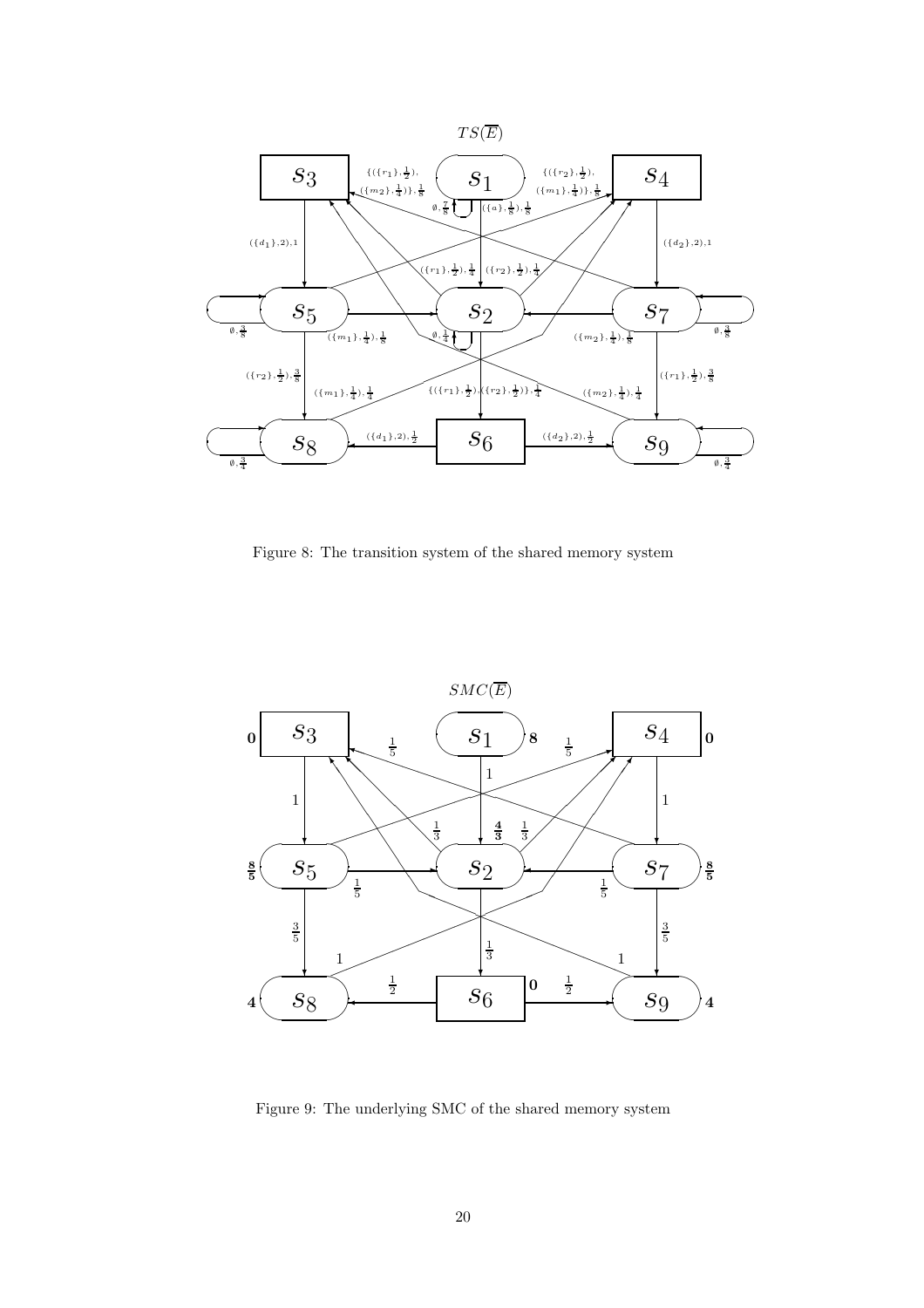Figure 8: The transition system of the shared memory system

Figure 9: The underlying SMC of the shared memory system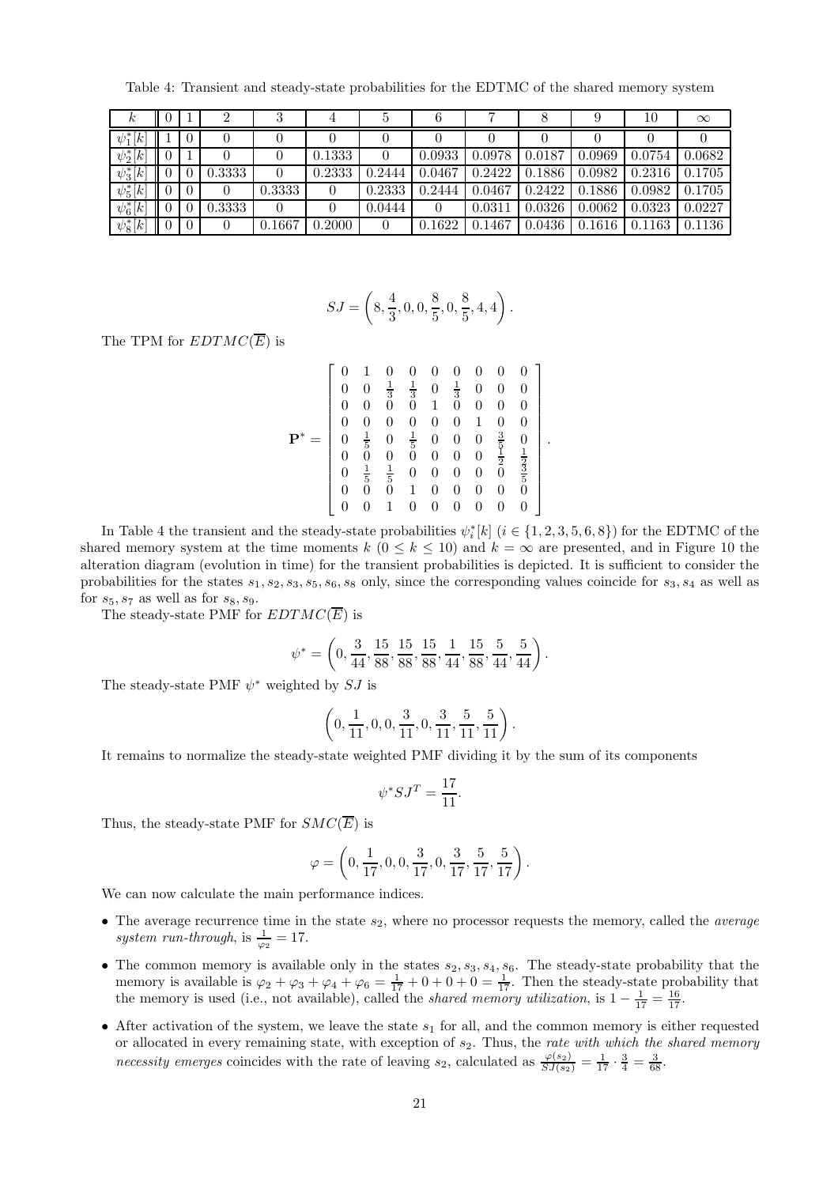Table 4: Transient and steady-state probabilities for the EDTMC of the shared memory system

| $k$ | 0 | 1 | 2 | 3 | 4 | 5 | 6 | 7 | 8 | 9 | 10 | $\infty$ |
|---|---|---|---|---|---|---|---|---|---|---|---|---|
| $\psi_1^*[k]$ | 1 | 0 | 0 | 0 | 0 | 0 | 0 | 0 | 0 | 0 | 0 | 0 |
| $\psi_2^*[k]$ | 0 | 1 | 0 | 0 | 0.1333 | 0 | 0.0933 | 0.0978 | 0.0187 | 0.0969 | 0.0754 | 0.0682 |
| $\psi_3^*[k]$ | 0 | 0 | 0.3333 | 0 | 0.2333 | 0.2444 | 0.0467 | 0.2422 | 0.1886 | 0.0982 | 0.2316 | 0.1705 |
| $\psi_5^*[k]$ | 0 | 0 | 0 | 0.3333 | 0 | 0.2333 | 0.2444 | 0.0467 | 0.2422 | 0.1886 | 0.0982 | 0.1705 |
| $\psi_6^*[k]$ | 0 | 0 | 0.3333 | 0 | 0 | 0.0444 | 0 | 0.0311 | 0.0326 | 0.0062 | 0.0323 | 0.0227 |
| $\psi_8^*[k]$ | 0 | 0 | 0 | 0.1667 | 0.2000 | 0 | 0.1622 | 0.1467 | 0.0436 | 0.1616 | 0.1163 | 0.1136 |

$$SJ = \left(8, \frac{4}{3}, 0, 0, \frac{8}{5}, 0, \frac{8}{5}, 4, 4\right).$$

The TPM for $EDTMC(\overline{E})$ is

$$\mathbf{P}^* = \begin{bmatrix} 0 & 1 & 0 & 0 & 0 & 0 & 0 & 0 & 0 \\ 0 & 0 & \frac{1}{3} & \frac{1}{3} & 0 & \frac{1}{3} & 0 & 0 & 0 \\ 0 & 0 & 0 & 0 & 1 & 0 & 0 & 0 & 0 \\ 0 & 0 & 0 & 0 & 0 & 0 & 1 & 0 & 0 \\ 0 & \frac{1}{5} & 0 & \frac{1}{5} & 0 & 0 & 0 & \frac{3}{5} & 0 \\ 0 & 0 & 0 & 0 & 0 & 0 & 0 & \frac{1}{2} & \frac{1}{2} \\ 0 & \frac{1}{5} & \frac{1}{5} & 0 & 0 & 0 & 0 & 0 & \frac{3}{5} \\ 0 & 0 & 0 & 1 & 0 & 0 & 0 & 0 & 0 \\ 0 & 0 & 1 & 0 & 0 & 0 & 0 & 0 & 0 \end{bmatrix}.$$

In Table 4 the transient and the steady-state probabilities $\psi_i^*[k]$ ($i \in \{1, 2, 3, 5, 6, 8\}$) for the EDTMC of the shared memory system at the time moments $k$ ($0 \leq k \leq 10$) and $k = \infty$ are presented, and in Figure 10 the alteration diagram (evolution in time) for the transient probabilities is depicted. It is sufficient to consider the probabilities for the states $s_1, s_2, s_3, s_5, s_6, s_8$ only, since the corresponding values coincide for $s_3, s_4$ as well as for $s_5, s_7$ as well as for $s_8, s_9$.

The steady-state PMF for $EDTMC(\overline{E})$ is

$$\psi^* = \left(0, \frac{3}{44}, \frac{15}{88}, \frac{15}{88}, \frac{15}{88}, \frac{1}{44}, \frac{15}{88}, \frac{5}{44}, \frac{5}{44}\right).$$

The steady-state PMF $\psi^*$ weighted by $SJ$ is

$$\left(0, \frac{1}{11}, 0, 0, \frac{3}{11}, 0, \frac{3}{11}, \frac{5}{11}, \frac{5}{11}\right).$$

It remains to normalize the steady-state weighted PMF dividing it by the sum of its components

$$\psi^* SJ^T = \frac{17}{11}.$$

Thus, the steady-state PMF for $SMC(\overline{E})$ is

$$\varphi = \left(0, \frac{1}{17}, 0, 0, \frac{3}{17}, 0, \frac{3}{17}, \frac{5}{17}, \frac{5}{17}\right).$$

We can now calculate the main performance indices.

- The average recurrence time in the state $s_2$, where no processor requests the memory, called the *average system run-through*, is $\frac{1}{\varphi_2} = 17$.
- The common memory is available only in the states $s_2, s_3, s_4, s_6$. The steady-state probability that the memory is available is $\varphi_2 + \varphi_3 + \varphi_4 + \varphi_6 = \frac{1}{17} + 0 + 0 + 0 = \frac{1}{17}$. Then the steady-state probability that the memory is used (i.e., not available), called the *shared memory utilization*, is $1 - \frac{1}{17} = \frac{16}{17}$.
- After activation of the system, we leave the state $s_1$ for all, and the common memory is either requested or allocated in every remaining state, with exception of $s_2$. Thus, the *rate with which the shared memory necessity emerges* coincides with the rate of leaving $s_2$, calculated as $\frac{\varphi(s_2)}{SJ(s_2)} = \frac{1}{17} \cdot \frac{3}{4} = \frac{3}{68}$.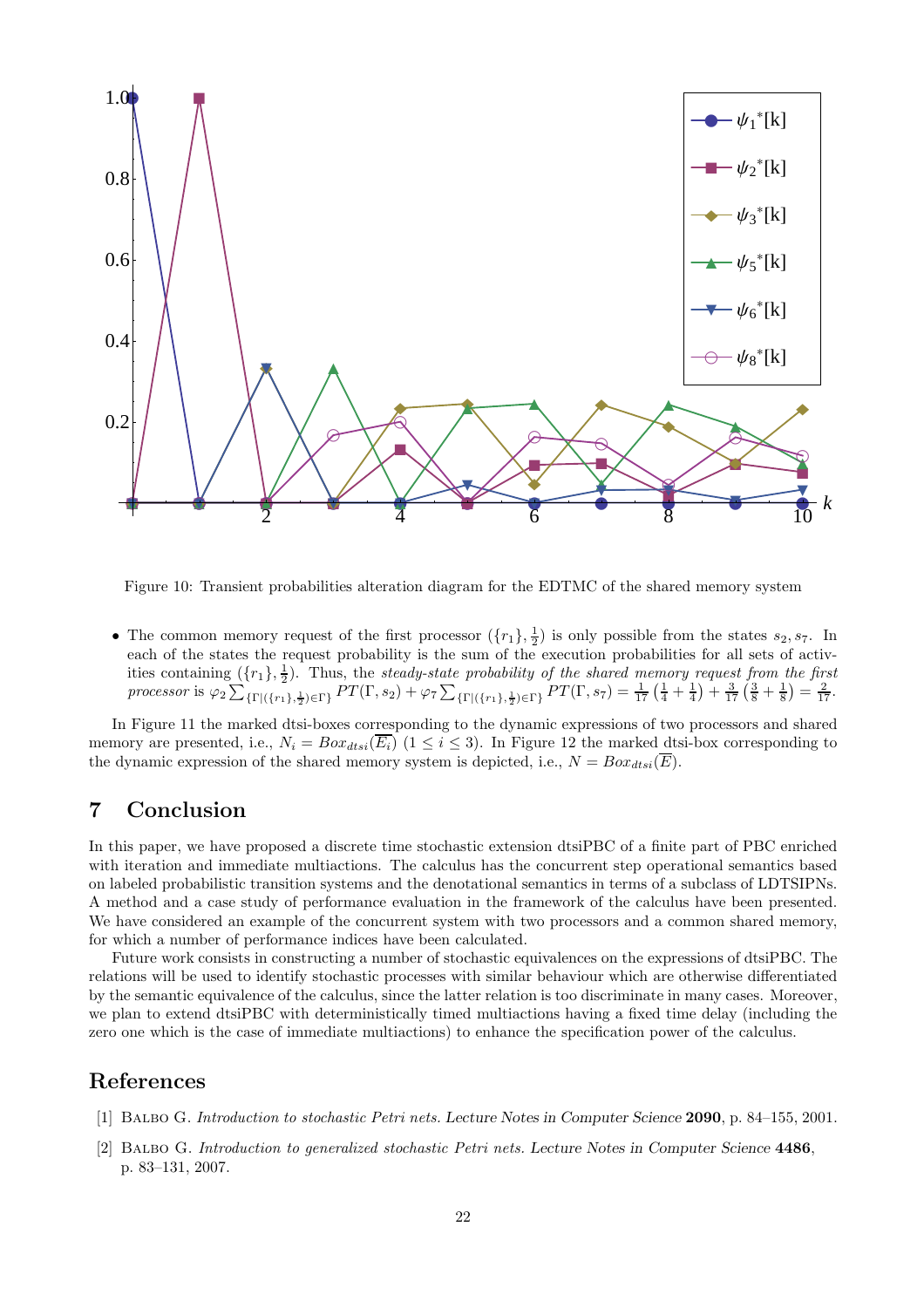Figure 10: Transient probabilities alteration diagram for the EDTMC of the shared memory system

- The common memory request of the first processor $(\{r_1\}, \frac{1}{2})$ is only possible from the states $s_2, s_7$. In each of the states the request probability is the sum of the execution probabilities for all sets of activities containing $(\{r_1\}, \frac{1}{2})$. Thus, the *steady-state probability of the shared memory request from the first processor* is $\varphi_2 \sum_{\{\Gamma|(\{r_1\},\frac{1}{2})\in\Gamma\}} PT(\Gamma, s_2) + \varphi_7 \sum_{\{\Gamma|(\{r_1\},\frac{1}{2})\in\Gamma\}} PT(\Gamma, s_7) = \frac{1}{17}\left(\frac{1}{4} + \frac{1}{4}\right) + \frac{3}{17}\left(\frac{3}{8} + \frac{1}{8}\right) = \frac{2}{17}$.

In Figure 11 the marked dtsi-boxes corresponding to the dynamic expressions of two processors and shared memory are presented, i.e., $N_i = Box_{dtsi}(\overline{E_i})$ $(1 \le i \le 3)$. In Figure 12 the marked dtsi-box corresponding to the dynamic expression of the shared memory system is depicted, i.e., $N = Box_{dtsi}(\overline{E})$.

## 7 Conclusion

In this paper, we have proposed a discrete time stochastic extension dtsiPBC of a finite part of PBC enriched with iteration and immediate multiactions. The calculus has the concurrent step operational semantics based on labeled probabilistic transition systems and the denotational semantics in terms of a subclass of LDTSIPNs. A method and a case study of performance evaluation in the framework of the calculus have been presented. We have considered an example of the concurrent system with two processors and a common shared memory, for which a number of performance indices have been calculated.

Future work consists in constructing a number of stochastic equivalences on the expressions of dtsiPBC. The relations will be used to identify stochastic processes with similar behaviour which are otherwise differentiated by the semantic equivalence of the calculus, since the latter relation is too discriminate in many cases. Moreover, we plan to extend dtsiPBC with deterministically timed multiactions having a fixed time delay (including the zero one which is the case of immediate multiactions) to enhance the specification power of the calculus.

## References

[1] Balbo G. *Introduction to stochastic Petri nets.* Lecture Notes in Computer Science **2090**, p. 84–155, 2001.

[2] Balbo G. *Introduction to generalized stochastic Petri nets.* Lecture Notes in Computer Science **4486**, p. 83–131, 2007.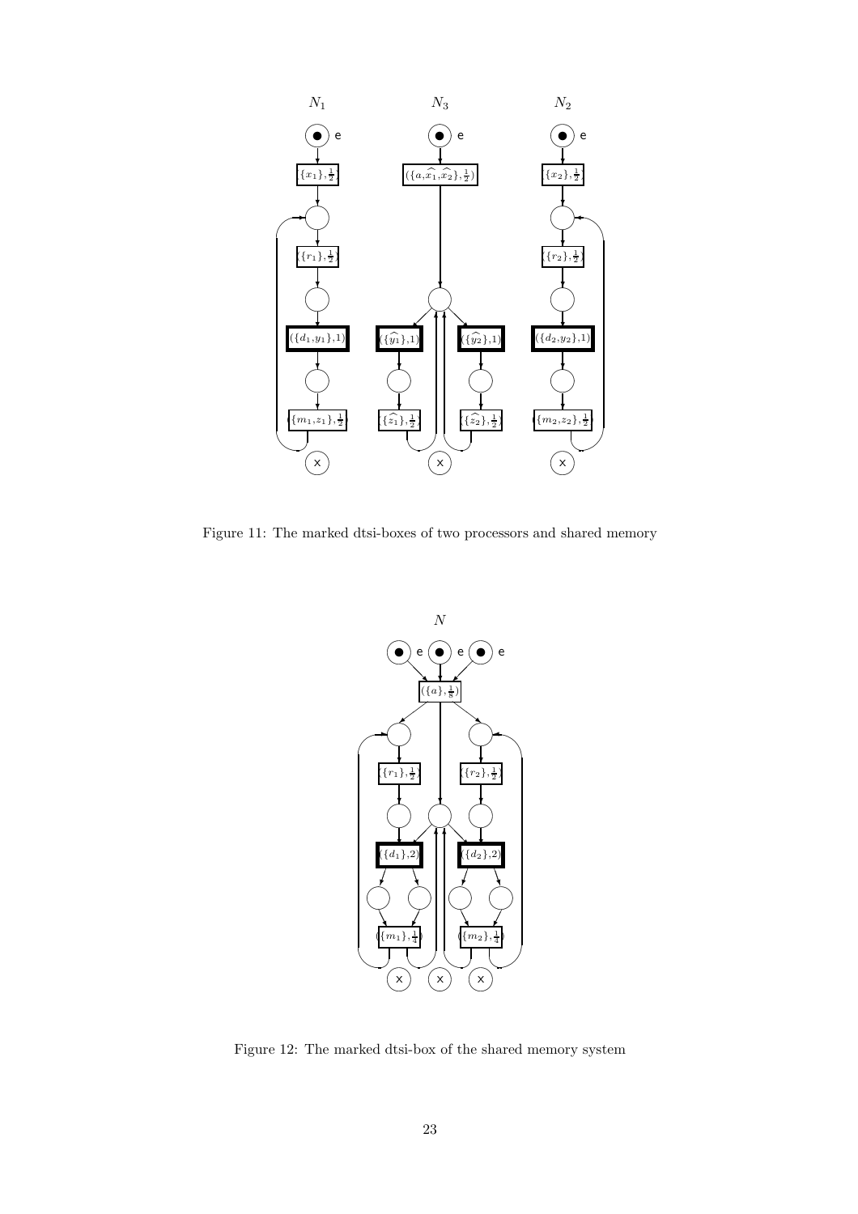Figure 11: The marked dtsi-boxes of two processors and shared memory

Figure 12: The marked dtsi-box of the shared memory system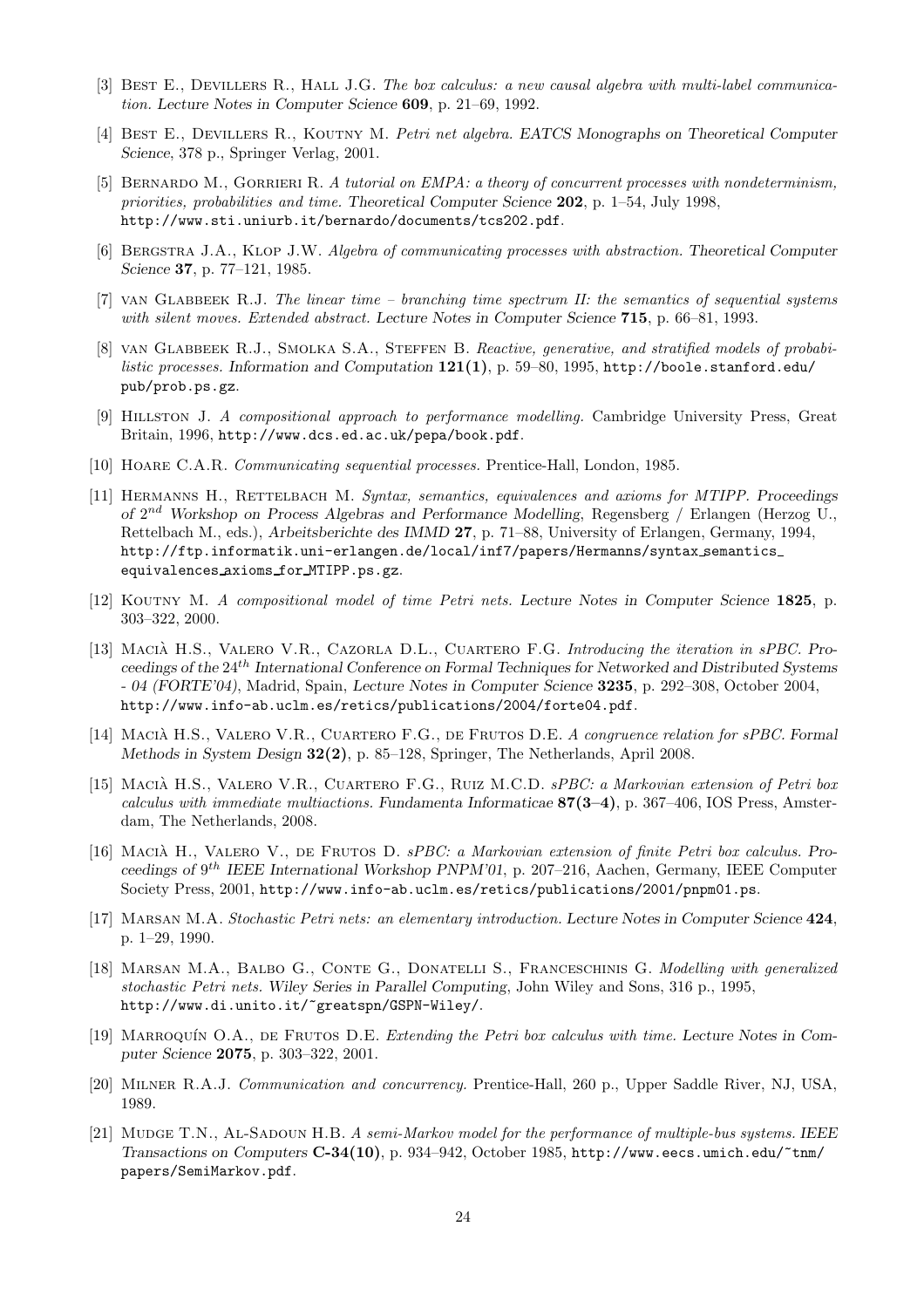[3] Best E., Devillers R., Hall J.G. *The box calculus: a new causal algebra with multi-label communication.* Lecture Notes in Computer Science **609**, p. 21–69, 1992.

[4] Best E., Devillers R., Koutny M. *Petri net algebra.* EATCS Monographs on Theoretical Computer Science, 378 p., Springer Verlag, 2001.

[5] Bernardo M., Gorrieri R. *A tutorial on EMPA: a theory of concurrent processes with nondeterminism, priorities, probabilities and time.* Theoretical Computer Science **202**, p. 1–54, July 1998, http://www.sti.uniurb.it/bernardo/documents/tcs202.pdf.

[6] Bergstra J.A., Klop J.W. *Algebra of communicating processes with abstraction.* Theoretical Computer Science **37**, p. 77–121, 1985.

[7] van Glabbeek R.J. *The linear time – branching time spectrum II: the semantics of sequential systems with silent moves. Extended abstract.* Lecture Notes in Computer Science **715**, p. 66–81, 1993.

[8] van Glabbeek R.J., Smolka S.A., Steffen B. *Reactive, generative, and stratified models of probabilistic processes.* Information and Computation **121(1)**, p. 59–80, 1995, http://boole.stanford.edu/pub/prob.ps.gz.

[9] Hillston J. *A compositional approach to performance modelling.* Cambridge University Press, Great Britain, 1996, http://www.dcs.ed.ac.uk/pepa/book.pdf.

[10] Hoare C.A.R. *Communicating sequential processes.* Prentice-Hall, London, 1985.

[11] Hermanns H., Rettelbach M. *Syntax, semantics, equivalences and axioms for MTIPP.* Proceedings of $2^{nd}$ Workshop on Process Algebras and Performance Modelling, Regensberg / Erlangen (Herzog U., Rettelbach M., eds.), Arbeitsberichte des IMMD **27**, p. 71–88, University of Erlangen, Germany, 1994, http://ftp.informatik.uni-erlangen.de/local/inf7/papers/Hermanns/syntax_semantics_equivalences_axioms_for_MTIPP.ps.gz.

[12] Koutny M. *A compositional model of time Petri nets.* Lecture Notes in Computer Science **1825**, p. 303–322, 2000.

[13] Macià H.S., Valero V.R., Cazorla D.L., Cuartero F.G. *Introducing the iteration in sPBC.* Proceedings of the $24^{th}$ International Conference on Formal Techniques for Networked and Distributed Systems - 04 (FORTE'04), Madrid, Spain, Lecture Notes in Computer Science **3235**, p. 292–308, October 2004, http://www.info-ab.uclm.es/retics/publications/2004/forte04.pdf.

[14] Macià H.S., Valero V.R., Cuartero F.G., de Frutos D.E. *A congruence relation for sPBC.* Formal Methods in System Design **32(2)**, p. 85–128, Springer, The Netherlands, April 2008.

[15] Macià H.S., Valero V.R., Cuartero F.G., Ruiz M.C.D. *sPBC: a Markovian extension of Petri box calculus with immediate multiactions.* Fundamenta Informaticae **87(3–4)**, p. 367–406, IOS Press, Amsterdam, The Netherlands, 2008.

[16] Macià H., Valero V., de Frutos D. *sPBC: a Markovian extension of finite Petri box calculus.* Proceedings of $9^{th}$ IEEE International Workshop PNPM'01, p. 207–216, Aachen, Germany, IEEE Computer Society Press, 2001, http://www.info-ab.uclm.es/retics/publications/2001/pnpm01.ps.

[17] Marsan M.A. *Stochastic Petri nets: an elementary introduction.* Lecture Notes in Computer Science **424**, p. 1–29, 1990.

[18] Marsan M.A., Balbo G., Conte G., Donatelli S., Franceschinis G. *Modelling with generalized stochastic Petri nets.* Wiley Series in Parallel Computing, John Wiley and Sons, 316 p., 1995, http://www.di.unito.it/~greatspn/GSPN-Wiley/.

[19] Marroquín O.A., de Frutos D.E. *Extending the Petri box calculus with time.* Lecture Notes in Computer Science **2075**, p. 303–322, 2001.

[20] Milner R.A.J. *Communication and concurrency.* Prentice-Hall, 260 p., Upper Saddle River, NJ, USA, 1989.

[21] Mudge T.N., Al-Sadoun H.B. *A semi-Markov model for the performance of multiple-bus systems.* IEEE Transactions on Computers **C-34(10)**, p. 934–942, October 1985, http://www.eecs.umich.edu/~tnm/papers/SemiMarkov.pdf.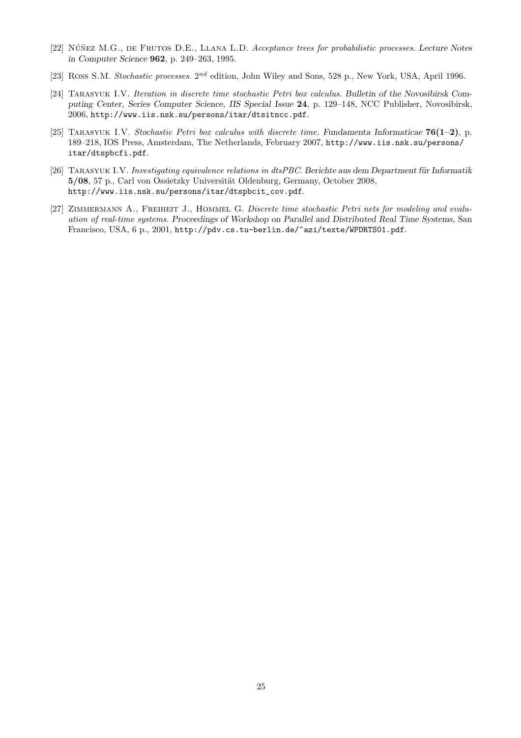[22] Núñez M.G., de Frutos D.E., Llana L.D. *Acceptance trees for probabilistic processes.* Lecture Notes in Computer Science **962**, p. 249–263, 1995.

[23] Ross S.M. *Stochastic processes.* $2^{nd}$ edition, John Wiley and Sons, 528 p., New York, USA, April 1996.

[24] Tarasyuk I.V. *Iteration in discrete time stochastic Petri box calculus.* Bulletin of the Novosibirsk Computing Center, Series Computer Science, IIS Special Issue **24**, p. 129–148, NCC Publisher, Novosibirsk, 2006, http://www.iis.nsk.su/persons/itar/dtsitncc.pdf.

[25] Tarasyuk I.V. *Stochastic Petri box calculus with discrete time.* Fundamenta Informaticae **76(1–2)**, p. 189–218, IOS Press, Amsterdam, The Netherlands, February 2007, http://www.iis.nsk.su/persons/itar/dtspbcfi.pdf.

[26] Tarasyuk I.V. *Investigating equivalence relations in dtsPBC.* Berichte aus dem Department für Informatik **5/08**, 57 p., Carl von Ossietzky Universität Oldenburg, Germany, October 2008, http://www.iis.nsk.su/persons/itar/dtspbcit_cov.pdf.

[27] Zimmermann A., Freiheit J., Hommel G. *Discrete time stochastic Petri nets for modeling and evaluation of real-time systems.* Proceedings of Workshop on Parallel and Distributed Real Time Systems, San Francisco, USA, 6 p., 2001, http://pdv.cs.tu-berlin.de/~azi/texte/WPDRTS01.pdf.